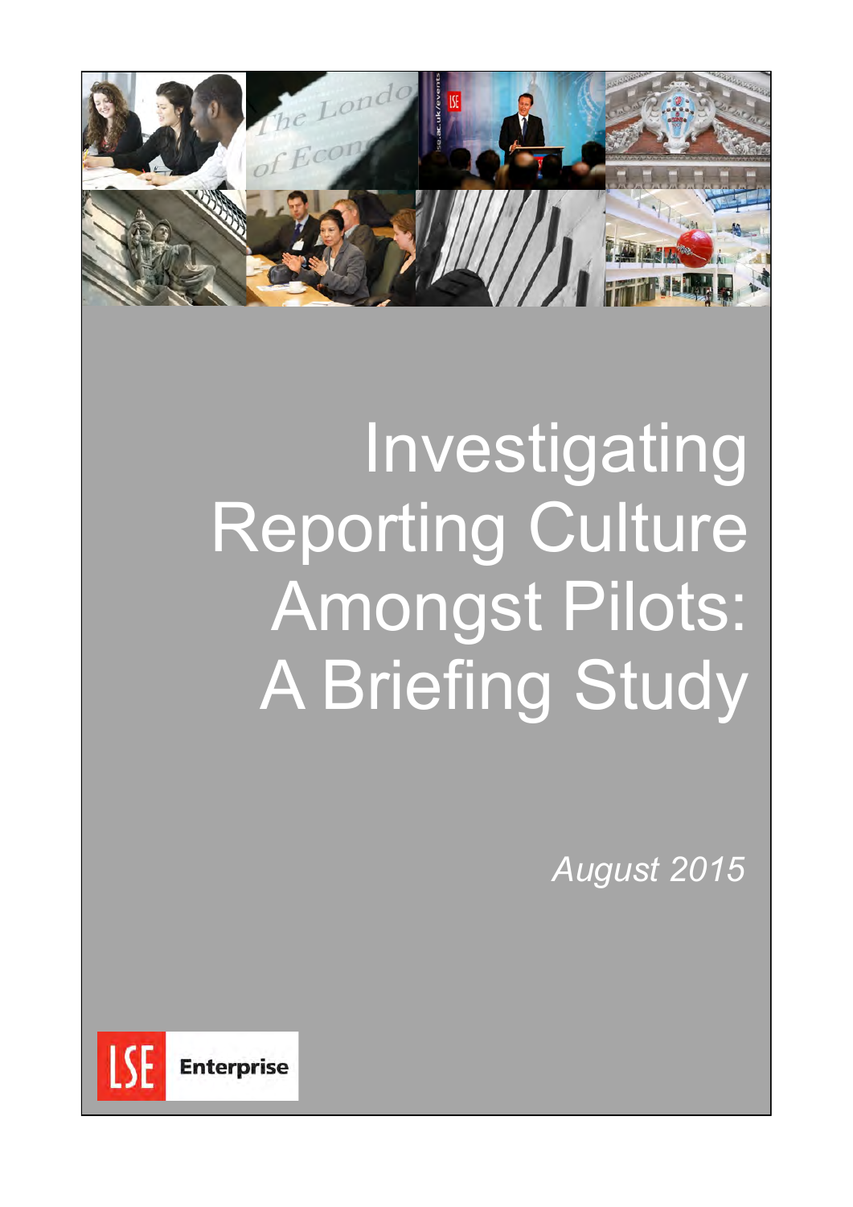# Investigating Reporting Culture Amongst Pilots: A Briefing Study

*August 2015*

LSE Enterprise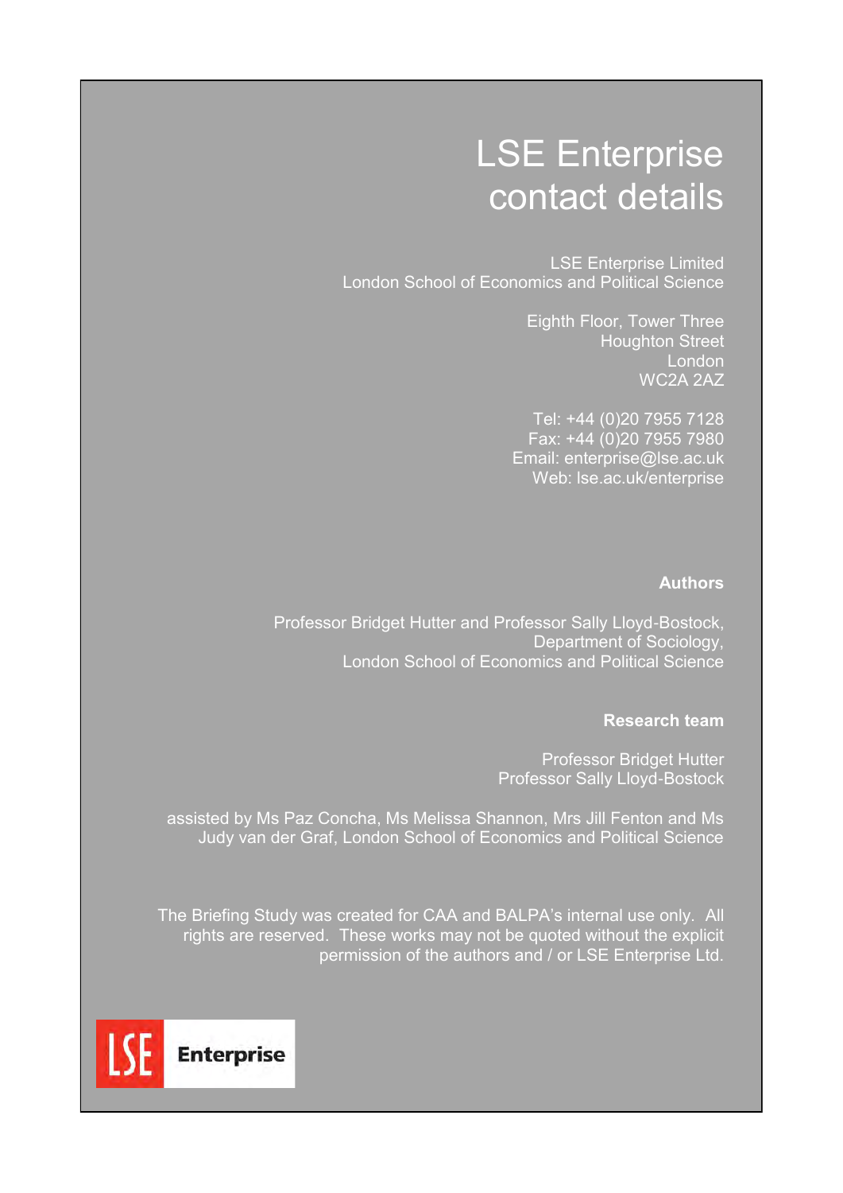# LSE Enterprise contact details

LSE Enterprise Limited
London School of Economics and Political Science

Eighth Floor, Tower Three
Houghton Street
London
WC2A 2AZ

Tel: +44 (0)20 7955 7128
Fax: +44 (0)20 7955 7980
Email: enterprise@lse.ac.uk
Web: lse.ac.uk/enterprise

**Authors**

Professor Bridget Hutter and Professor Sally Lloyd-Bostock,
Department of Sociology,
London School of Economics and Political Science

**Research team**

Professor Bridget Hutter
Professor Sally Lloyd-Bostock

assisted by Ms Paz Concha, Ms Melissa Shannon, Mrs Jill Fenton and Ms Judy van der Graf, London School of Economics and Political Science

The Briefing Study was created for CAA and BALPA's internal use only. All rights are reserved. These works may not be quoted without the explicit permission of the authors and / or LSE Enterprise Ltd.

LSE Enterprise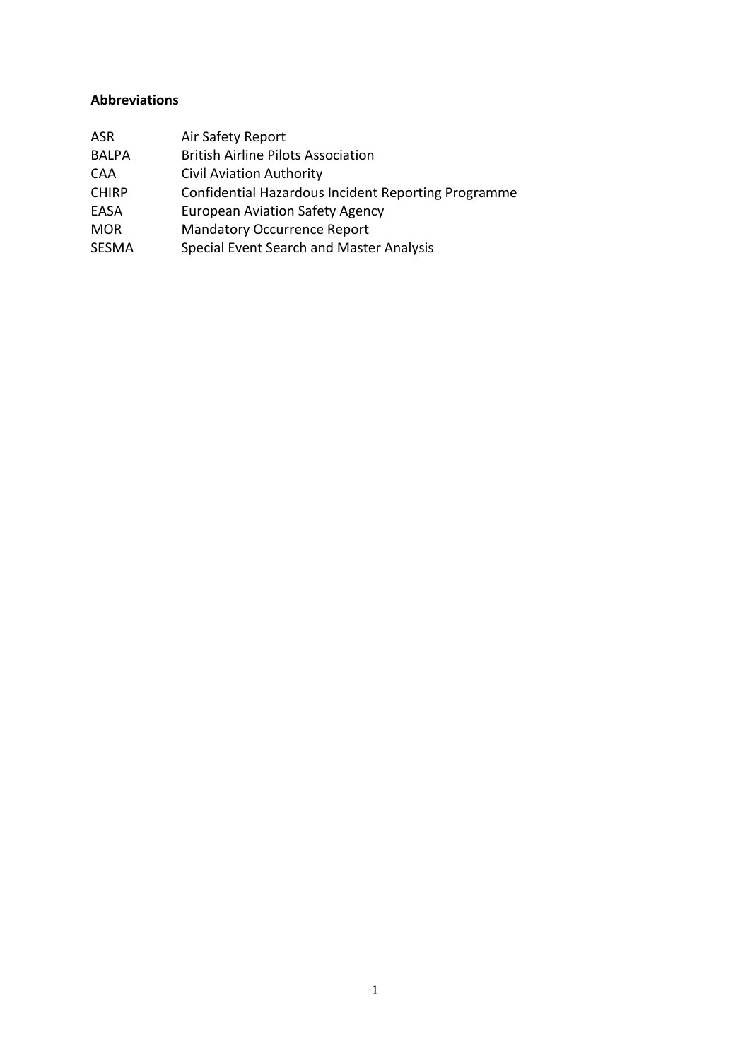**Abbreviations**

| | |
|---|---|
| ASR | Air Safety Report |
| BALPA | British Airline Pilots Association |
| CAA | Civil Aviation Authority |
| CHIRP | Confidential Hazardous Incident Reporting Programme |
| EASA | European Aviation Safety Agency |
| MOR | Mandatory Occurrence Report |
| SESMA | Special Event Search and Master Analysis |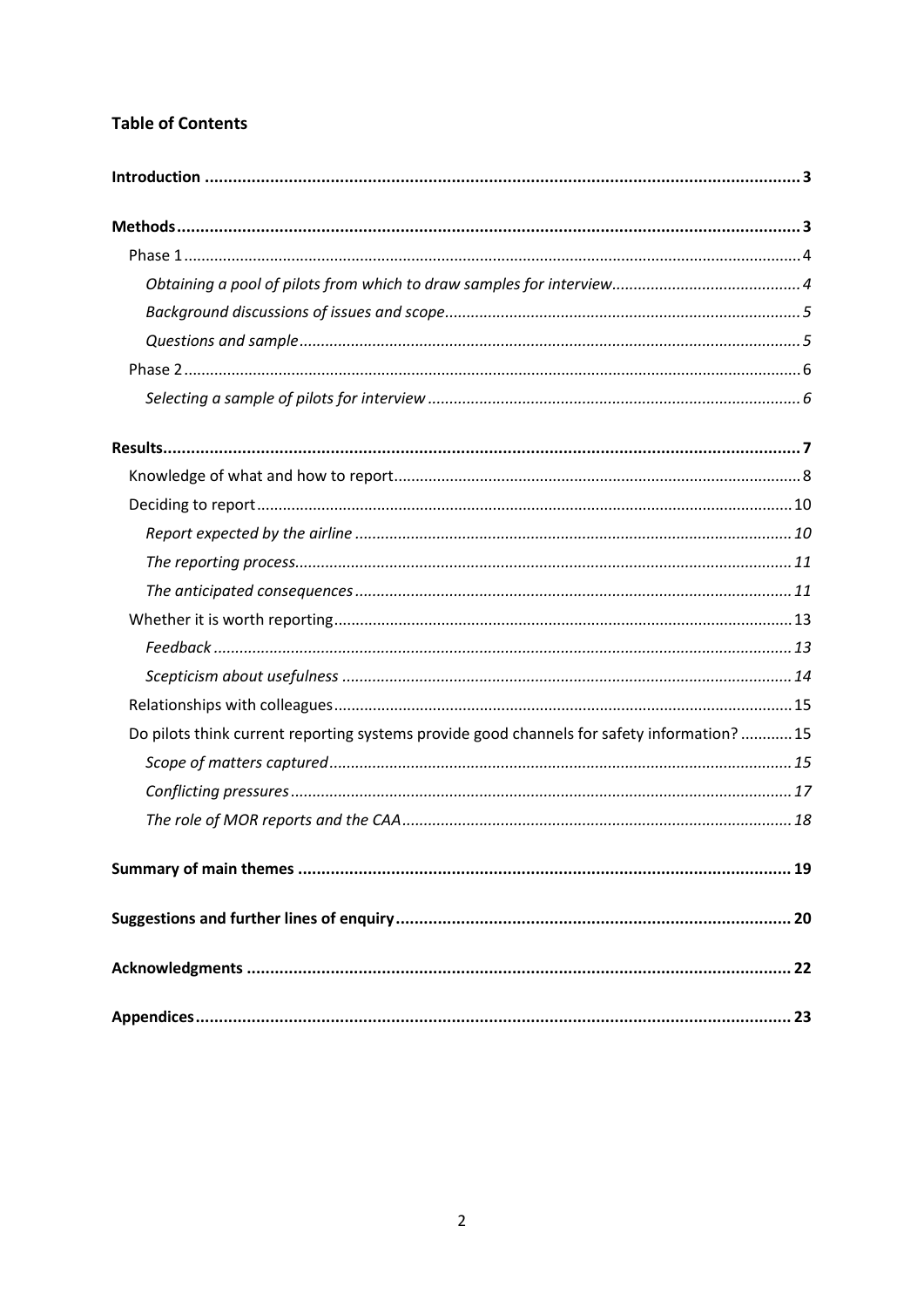**Table of Contents**

**Introduction** .......... **3**

**Methods** .......... **3**

- Phase 1 .......... 4
  - *Obtaining a pool of pilots from which to draw samples for interview* .......... *4*
  - *Background discussions of issues and scope* .......... *5*
  - *Questions and sample* .......... *5*
- Phase 2 .......... 6
  - *Selecting a sample of pilots for interview* .......... *6*

**Results** .......... **7**

- Knowledge of what and how to report .......... 8
- Deciding to report .......... 10
  - *Report expected by the airline* .......... *10*
  - *The reporting process* .......... *11*
  - *The anticipated consequences* .......... *11*
- Whether it is worth reporting .......... 13
  - *Feedback* .......... *13*
  - *Scepticism about usefulness* .......... *14*
- Relationships with colleagues .......... 15
- Do pilots think current reporting systems provide good channels for safety information? .......... 15
  - *Scope of matters captured* .......... *15*
  - *Conflicting pressures* .......... *17*
  - *The role of MOR reports and the CAA* .......... *18*

**Summary of main themes** .......... **19**

**Suggestions and further lines of enquiry** .......... **20**

**Acknowledgments** .......... **22**

**Appendices** .......... **23**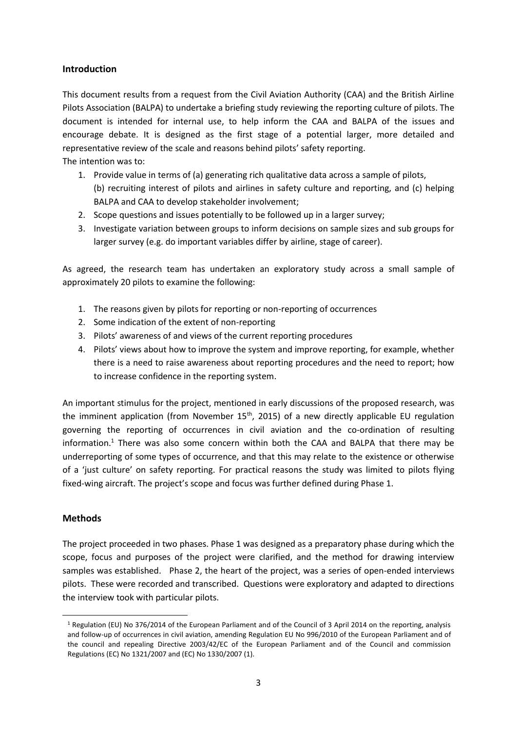## Introduction

This document results from a request from the Civil Aviation Authority (CAA) and the British Airline Pilots Association (BALPA) to undertake a briefing study reviewing the reporting culture of pilots. The document is intended for internal use, to help inform the CAA and BALPA of the issues and encourage debate. It is designed as the first stage of a potential larger, more detailed and representative review of the scale and reasons behind pilots' safety reporting.

The intention was to:

1. Provide value in terms of (a) generating rich qualitative data across a sample of pilots, (b) recruiting interest of pilots and airlines in safety culture and reporting, and (c) helping BALPA and CAA to develop stakeholder involvement;
2. Scope questions and issues potentially to be followed up in a larger survey;
3. Investigate variation between groups to inform decisions on sample sizes and sub groups for larger survey (e.g. do important variables differ by airline, stage of career).

As agreed, the research team has undertaken an exploratory study across a small sample of approximately 20 pilots to examine the following:

1. The reasons given by pilots for reporting or non-reporting of occurrences
2. Some indication of the extent of non-reporting
3. Pilots' awareness of and views of the current reporting procedures
4. Pilots' views about how to improve the system and improve reporting, for example, whether there is a need to raise awareness about reporting procedures and the need to report; how to increase confidence in the reporting system.

An important stimulus for the project, mentioned in early discussions of the proposed research, was the imminent application (from November 15th, 2015) of a new directly applicable EU regulation governing the reporting of occurrences in civil aviation and the co-ordination of resulting information.[1] There was also some concern within both the CAA and BALPA that there may be underreporting of some types of occurrence, and that this may relate to the existence or otherwise of a 'just culture' on safety reporting. For practical reasons the study was limited to pilots flying fixed-wing aircraft. The project's scope and focus was further defined during Phase 1.

## Methods

The project proceeded in two phases. Phase 1 was designed as a preparatory phase during which the scope, focus and purposes of the project were clarified, and the method for drawing interview samples was established. Phase 2, the heart of the project, was a series of open-ended interviews pilots. These were recorded and transcribed. Questions were exploratory and adapted to directions the interview took with particular pilots.

[1] Regulation (EU) No 376/2014 of the European Parliament and of the Council of 3 April 2014 on the reporting, analysis and follow-up of occurrences in civil aviation, amending Regulation EU No 996/2010 of the European Parliament and of the council and repealing Directive 2003/42/EC of the European Parliament and of the Council and commission Regulations (EC) No 1321/2007 and (EC) No 1330/2007 (1).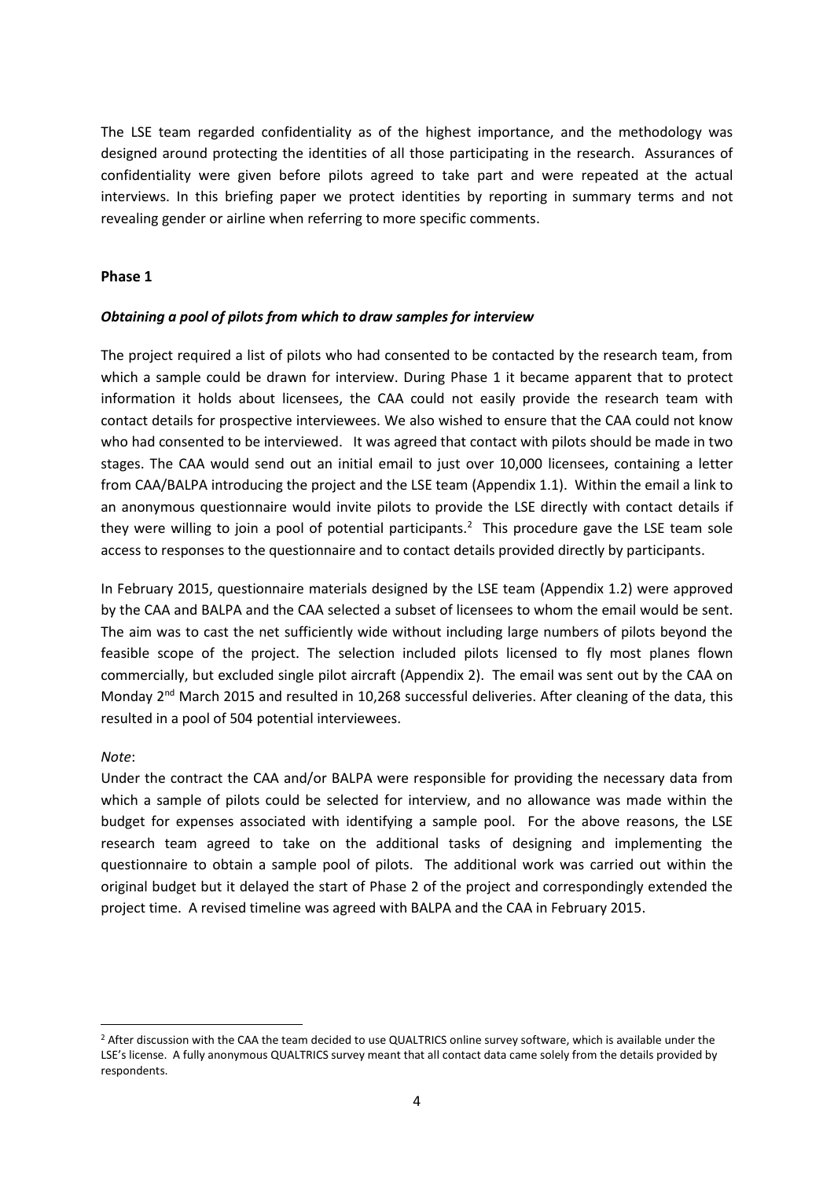The LSE team regarded confidentiality as of the highest importance, and the methodology was designed around protecting the identities of all those participating in the research. Assurances of confidentiality were given before pilots agreed to take part and were repeated at the actual interviews. In this briefing paper we protect identities by reporting in summary terms and not revealing gender or airline when referring to more specific comments.

**Phase 1**

***Obtaining a pool of pilots from which to draw samples for interview***

The project required a list of pilots who had consented to be contacted by the research team, from which a sample could be drawn for interview. During Phase 1 it became apparent that to protect information it holds about licensees, the CAA could not easily provide the research team with contact details for prospective interviewees. We also wished to ensure that the CAA could not know who had consented to be interviewed. It was agreed that contact with pilots should be made in two stages. The CAA would send out an initial email to just over 10,000 licensees, containing a letter from CAA/BALPA introducing the project and the LSE team (Appendix 1.1). Within the email a link to an anonymous questionnaire would invite pilots to provide the LSE directly with contact details if they were willing to join a pool of potential participants.[2] This procedure gave the LSE team sole access to responses to the questionnaire and to contact details provided directly by participants.

In February 2015, questionnaire materials designed by the LSE team (Appendix 1.2) were approved by the CAA and BALPA and the CAA selected a subset of licensees to whom the email would be sent. The aim was to cast the net sufficiently wide without including large numbers of pilots beyond the feasible scope of the project. The selection included pilots licensed to fly most planes flown commercially, but excluded single pilot aircraft (Appendix 2). The email was sent out by the CAA on Monday 2nd March 2015 and resulted in 10,268 successful deliveries. After cleaning of the data, this resulted in a pool of 504 potential interviewees.

*Note*:
Under the contract the CAA and/or BALPA were responsible for providing the necessary data from which a sample of pilots could be selected for interview, and no allowance was made within the budget for expenses associated with identifying a sample pool. For the above reasons, the LSE research team agreed to take on the additional tasks of designing and implementing the questionnaire to obtain a sample pool of pilots. The additional work was carried out within the original budget but it delayed the start of Phase 2 of the project and correspondingly extended the project time. A revised timeline was agreed with BALPA and the CAA in February 2015.

---

[2] After discussion with the CAA the team decided to use QUALTRICS online survey software, which is available under the LSE's license. A fully anonymous QUALTRICS survey meant that all contact data came solely from the details provided by respondents.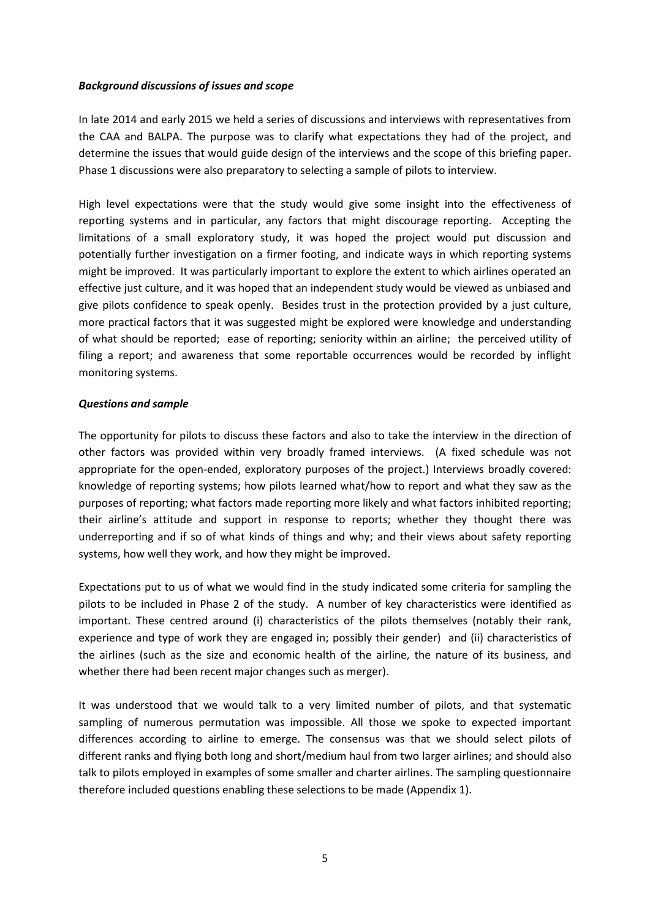***Background discussions of issues and scope***

In late 2014 and early 2015 we held a series of discussions and interviews with representatives from the CAA and BALPA. The purpose was to clarify what expectations they had of the project, and determine the issues that would guide design of the interviews and the scope of this briefing paper. Phase 1 discussions were also preparatory to selecting a sample of pilots to interview.

High level expectations were that the study would give some insight into the effectiveness of reporting systems and in particular, any factors that might discourage reporting. Accepting the limitations of a small exploratory study, it was hoped the project would put discussion and potentially further investigation on a firmer footing, and indicate ways in which reporting systems might be improved. It was particularly important to explore the extent to which airlines operated an effective just culture, and it was hoped that an independent study would be viewed as unbiased and give pilots confidence to speak openly. Besides trust in the protection provided by a just culture, more practical factors that it was suggested might be explored were knowledge and understanding of what should be reported; ease of reporting; seniority within an airline; the perceived utility of filing a report; and awareness that some reportable occurrences would be recorded by inflight monitoring systems.

***Questions and sample***

The opportunity for pilots to discuss these factors and also to take the interview in the direction of other factors was provided within very broadly framed interviews. (A fixed schedule was not appropriate for the open-ended, exploratory purposes of the project.) Interviews broadly covered: knowledge of reporting systems; how pilots learned what/how to report and what they saw as the purposes of reporting; what factors made reporting more likely and what factors inhibited reporting; their airline's attitude and support in response to reports; whether they thought there was underreporting and if so of what kinds of things and why; and their views about safety reporting systems, how well they work, and how they might be improved.

Expectations put to us of what we would find in the study indicated some criteria for sampling the pilots to be included in Phase 2 of the study. A number of key characteristics were identified as important. These centred around (i) characteristics of the pilots themselves (notably their rank, experience and type of work they are engaged in; possibly their gender) and (ii) characteristics of the airlines (such as the size and economic health of the airline, the nature of its business, and whether there had been recent major changes such as merger).

It was understood that we would talk to a very limited number of pilots, and that systematic sampling of numerous permutation was impossible. All those we spoke to expected important differences according to airline to emerge. The consensus was that we should select pilots of different ranks and flying both long and short/medium haul from two larger airlines; and should also talk to pilots employed in examples of some smaller and charter airlines. The sampling questionnaire therefore included questions enabling these selections to be made (Appendix 1).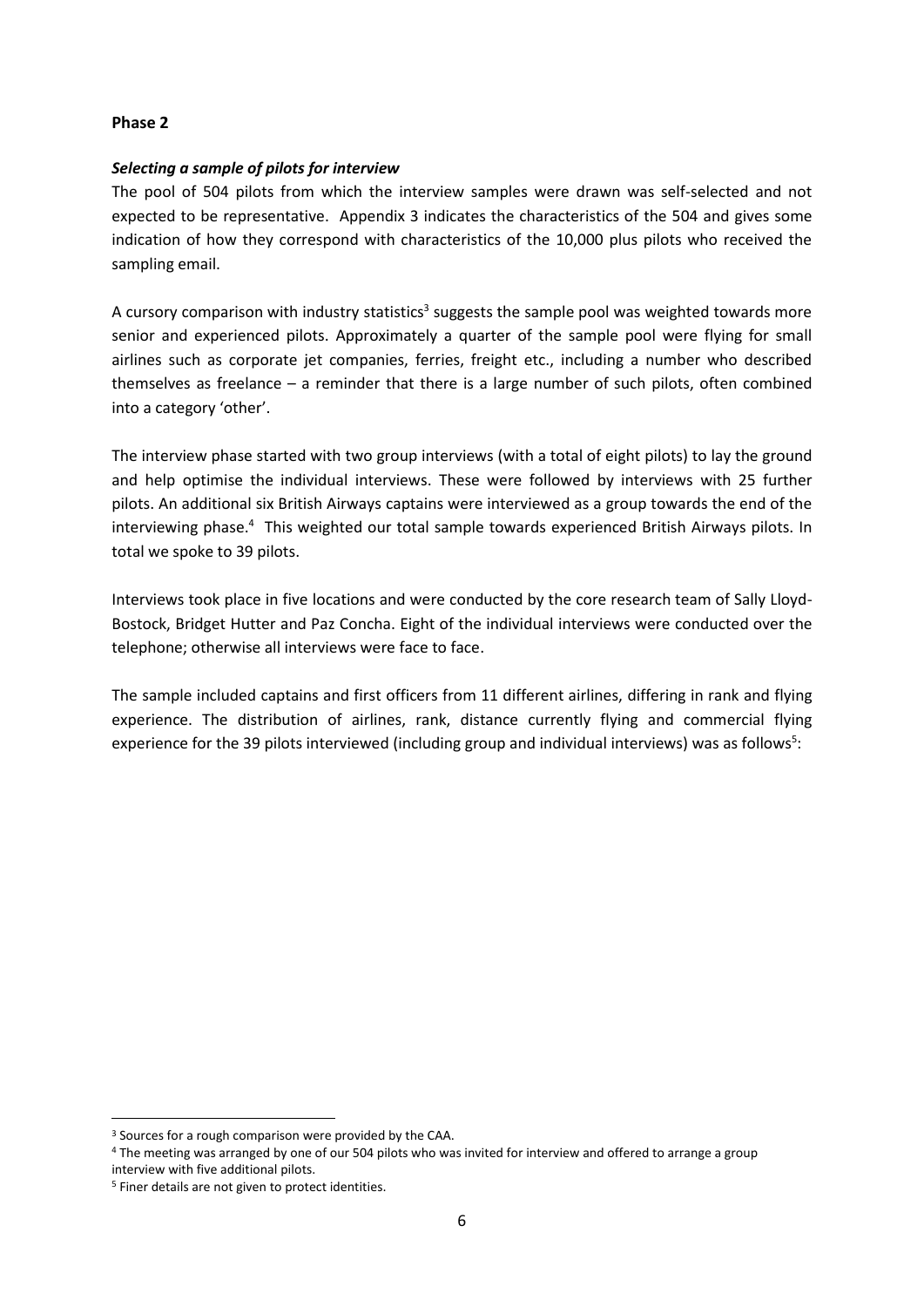**Phase 2**

***Selecting a sample of pilots for interview***

The pool of 504 pilots from which the interview samples were drawn was self-selected and not expected to be representative. Appendix 3 indicates the characteristics of the 504 and gives some indication of how they correspond with characteristics of the 10,000 plus pilots who received the sampling email.

A cursory comparison with industry statistics[3] suggests the sample pool was weighted towards more senior and experienced pilots. Approximately a quarter of the sample pool were flying for small airlines such as corporate jet companies, ferries, freight etc., including a number who described themselves as freelance – a reminder that there is a large number of such pilots, often combined into a category 'other'.

The interview phase started with two group interviews (with a total of eight pilots) to lay the ground and help optimise the individual interviews. These were followed by interviews with 25 further pilots. An additional six British Airways captains were interviewed as a group towards the end of the interviewing phase.[4] This weighted our total sample towards experienced British Airways pilots. In total we spoke to 39 pilots.

Interviews took place in five locations and were conducted by the core research team of Sally Lloyd-Bostock, Bridget Hutter and Paz Concha. Eight of the individual interviews were conducted over the telephone; otherwise all interviews were face to face.

The sample included captains and first officers from 11 different airlines, differing in rank and flying experience. The distribution of airlines, rank, distance currently flying and commercial flying experience for the 39 pilots interviewed (including group and individual interviews) was as follows[5]:

[3] Sources for a rough comparison were provided by the CAA.

[4] The meeting was arranged by one of our 504 pilots who was invited for interview and offered to arrange a group interview with five additional pilots.

[5] Finer details are not given to protect identities.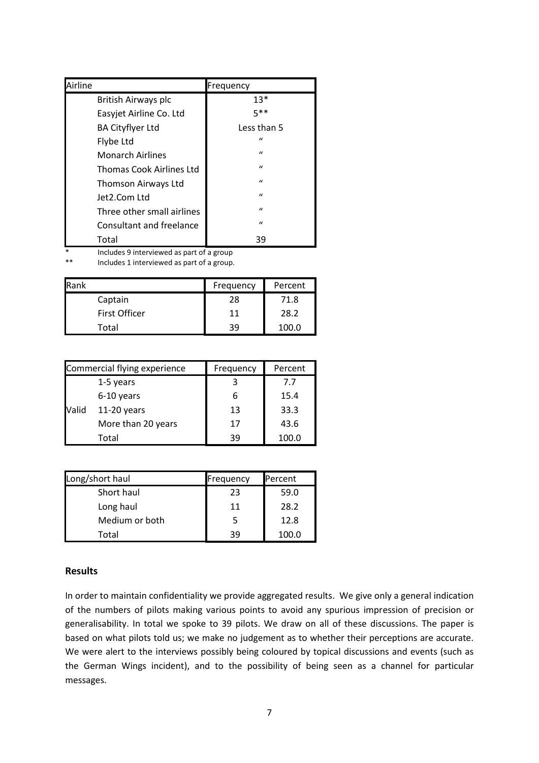| Airline | Frequency |
|---|---|
| British Airways plc | 13* |
| Easyjet Airline Co. Ltd | 5** |
| BA Cityflyer Ltd | Less than 5 |
| Flybe Ltd | " |
| Monarch Airlines | " |
| Thomas Cook Airlines Ltd | " |
| Thomson Airways Ltd | " |
| Jet2.Com Ltd | " |
| Three other small airlines | " |
| Consultant and freelance | " |
| Total | 39 |

\* Includes 9 interviewed as part of a group
\*\* Includes 1 interviewed as part of a group.

| Rank | Frequency | Percent |
|---|---|---|
| Captain | 28 | 71.8 |
| First Officer | 11 | 28.2 |
| Total | 39 | 100.0 |

| Commercial flying experience | | Frequency | Percent |
|---|---|---|---|
| | 1-5 years | 3 | 7.7 |
| | 6-10 years | 6 | 15.4 |
| Valid | 11-20 years | 13 | 33.3 |
| | More than 20 years | 17 | 43.6 |
| | Total | 39 | 100.0 |

| Long/short haul | Frequency | Percent |
|---|---|---|
| Short haul | 23 | 59.0 |
| Long haul | 11 | 28.2 |
| Medium or both | 5 | 12.8 |
| Total | 39 | 100.0 |

## Results

In order to maintain confidentiality we provide aggregated results. We give only a general indication of the numbers of pilots making various points to avoid any spurious impression of precision or generalisability. In total we spoke to 39 pilots. We draw on all of these discussions. The paper is based on what pilots told us; we make no judgement as to whether their perceptions are accurate. We were alert to the interviews possibly being coloured by topical discussions and events (such as the German Wings incident), and to the possibility of being seen as a channel for particular messages.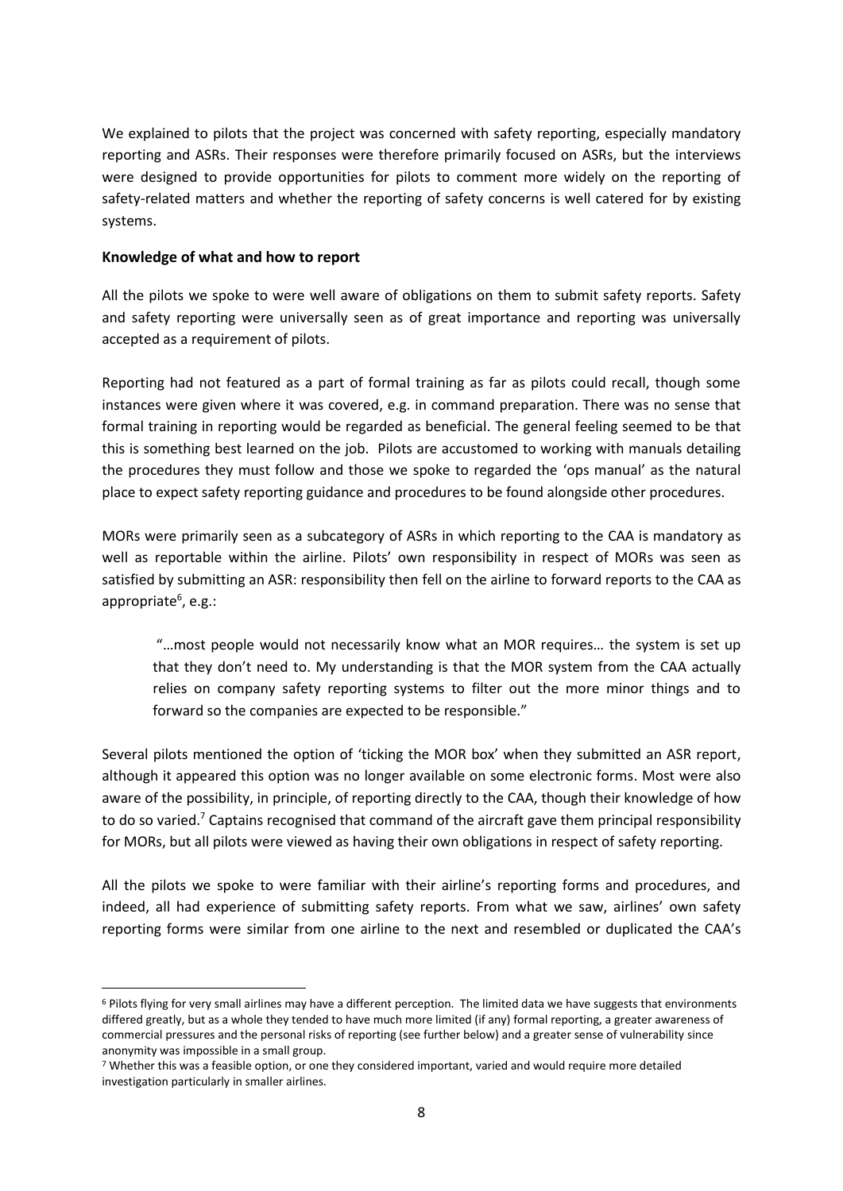We explained to pilots that the project was concerned with safety reporting, especially mandatory reporting and ASRs. Their responses were therefore primarily focused on ASRs, but the interviews were designed to provide opportunities for pilots to comment more widely on the reporting of safety-related matters and whether the reporting of safety concerns is well catered for by existing systems.

**Knowledge of what and how to report**

All the pilots we spoke to were well aware of obligations on them to submit safety reports. Safety and safety reporting were universally seen as of great importance and reporting was universally accepted as a requirement of pilots.

Reporting had not featured as a part of formal training as far as pilots could recall, though some instances were given where it was covered, e.g. in command preparation. There was no sense that formal training in reporting would be regarded as beneficial. The general feeling seemed to be that this is something best learned on the job. Pilots are accustomed to working with manuals detailing the procedures they must follow and those we spoke to regarded the 'ops manual' as the natural place to expect safety reporting guidance and procedures to be found alongside other procedures.

MORs were primarily seen as a subcategory of ASRs in which reporting to the CAA is mandatory as well as reportable within the airline. Pilots' own responsibility in respect of MORs was seen as satisfied by submitting an ASR: responsibility then fell on the airline to forward reports to the CAA as appropriate[6], e.g.:

> "…most people would not necessarily know what an MOR requires… the system is set up that they don't need to. My understanding is that the MOR system from the CAA actually relies on company safety reporting systems to filter out the more minor things and to forward so the companies are expected to be responsible."

Several pilots mentioned the option of 'ticking the MOR box' when they submitted an ASR report, although it appeared this option was no longer available on some electronic forms. Most were also aware of the possibility, in principle, of reporting directly to the CAA, though their knowledge of how to do so varied.[7] Captains recognised that command of the aircraft gave them principal responsibility for MORs, but all pilots were viewed as having their own obligations in respect of safety reporting.

All the pilots we spoke to were familiar with their airline's reporting forms and procedures, and indeed, all had experience of submitting safety reports. From what we saw, airlines' own safety reporting forms were similar from one airline to the next and resembled or duplicated the CAA's

---

[6] Pilots flying for very small airlines may have a different perception. The limited data we have suggests that environments differed greatly, but as a whole they tended to have much more limited (if any) formal reporting, a greater awareness of commercial pressures and the personal risks of reporting (see further below) and a greater sense of vulnerability since anonymity was impossible in a small group.

[7] Whether this was a feasible option, or one they considered important, varied and would require more detailed investigation particularly in smaller airlines.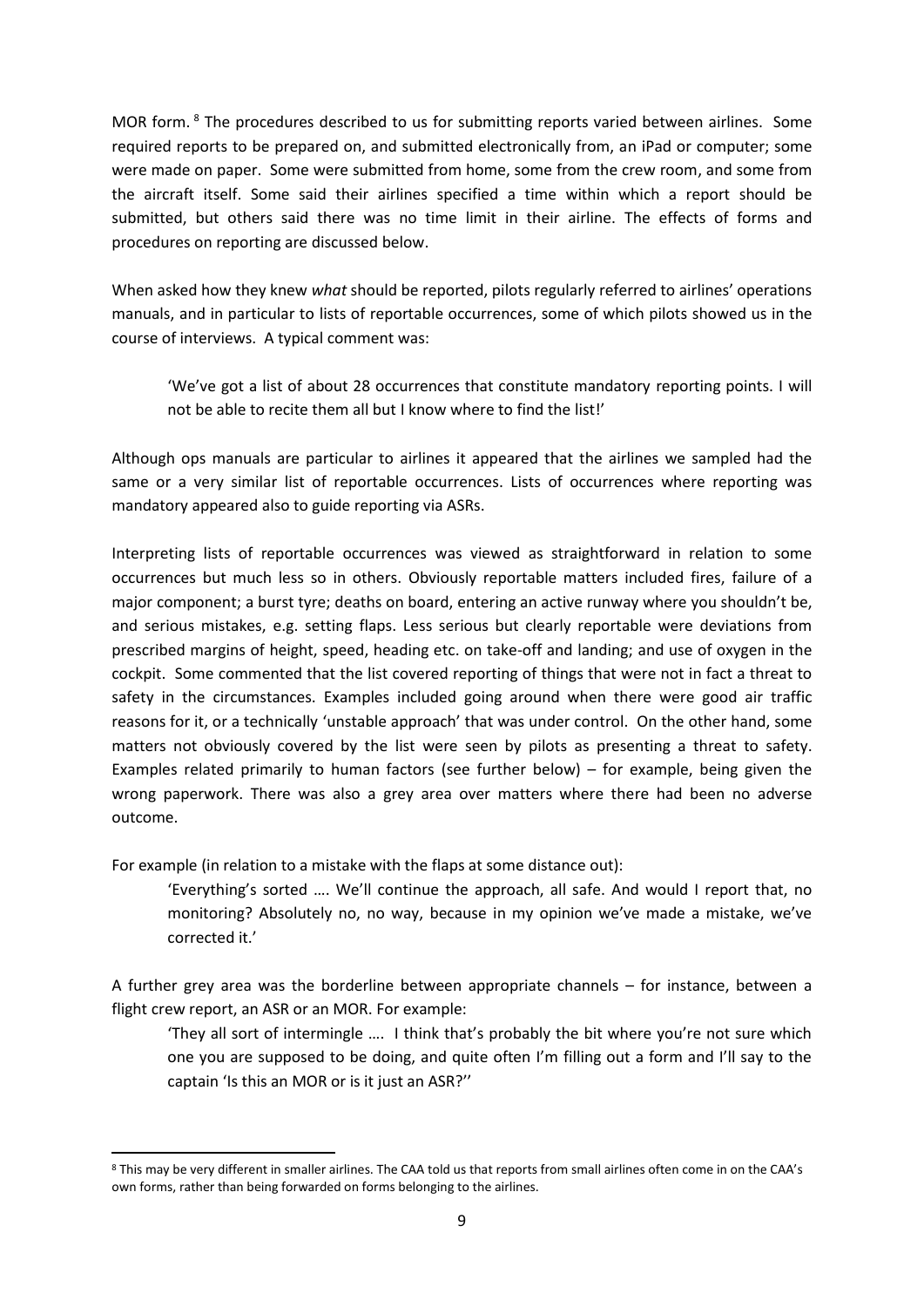MOR form.[8] The procedures described to us for submitting reports varied between airlines. Some required reports to be prepared on, and submitted electronically from, an iPad or computer; some were made on paper. Some were submitted from home, some from the crew room, and some from the aircraft itself. Some said their airlines specified a time within which a report should be submitted, but others said there was no time limit in their airline. The effects of forms and procedures on reporting are discussed below.

When asked how they knew *what* should be reported, pilots regularly referred to airlines' operations manuals, and in particular to lists of reportable occurrences, some of which pilots showed us in the course of interviews. A typical comment was:

> 'We've got a list of about 28 occurrences that constitute mandatory reporting points. I will not be able to recite them all but I know where to find the list!'

Although ops manuals are particular to airlines it appeared that the airlines we sampled had the same or a very similar list of reportable occurrences. Lists of occurrences where reporting was mandatory appeared also to guide reporting via ASRs.

Interpreting lists of reportable occurrences was viewed as straightforward in relation to some occurrences but much less so in others. Obviously reportable matters included fires, failure of a major component; a burst tyre; deaths on board, entering an active runway where you shouldn't be, and serious mistakes, e.g. setting flaps. Less serious but clearly reportable were deviations from prescribed margins of height, speed, heading etc. on take-off and landing; and use of oxygen in the cockpit. Some commented that the list covered reporting of things that were not in fact a threat to safety in the circumstances. Examples included going around when there were good air traffic reasons for it, or a technically 'unstable approach' that was under control. On the other hand, some matters not obviously covered by the list were seen by pilots as presenting a threat to safety. Examples related primarily to human factors (see further below) – for example, being given the wrong paperwork. There was also a grey area over matters where there had been no adverse outcome.

For example (in relation to a mistake with the flaps at some distance out):

> 'Everything's sorted …. We'll continue the approach, all safe. And would I report that, no monitoring? Absolutely no, no way, because in my opinion we've made a mistake, we've corrected it.'

A further grey area was the borderline between appropriate channels – for instance, between a flight crew report, an ASR or an MOR. For example:

> 'They all sort of intermingle …. I think that's probably the bit where you're not sure which one you are supposed to be doing, and quite often I'm filling out a form and I'll say to the captain 'Is this an MOR or is it just an ASR?''

[8] This may be very different in smaller airlines. The CAA told us that reports from small airlines often come in on the CAA's own forms, rather than being forwarded on forms belonging to the airlines.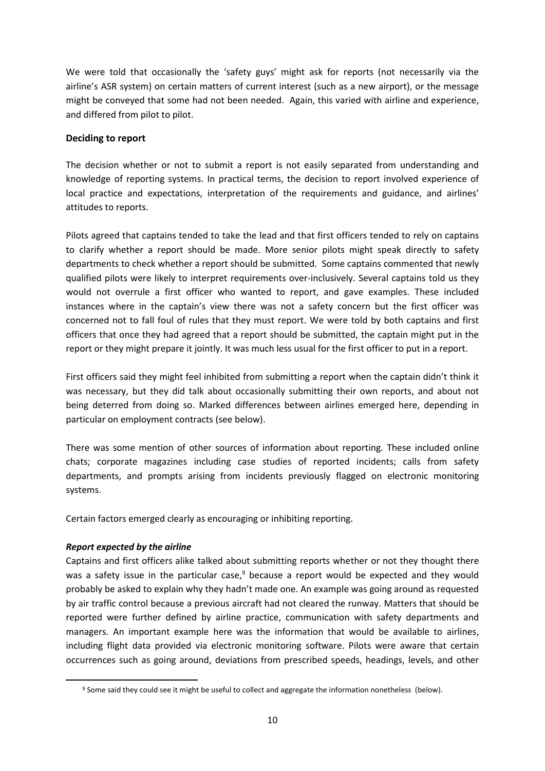We were told that occasionally the 'safety guys' might ask for reports (not necessarily via the airline's ASR system) on certain matters of current interest (such as a new airport), or the message might be conveyed that some had not been needed. Again, this varied with airline and experience, and differed from pilot to pilot.

**Deciding to report**

The decision whether or not to submit a report is not easily separated from understanding and knowledge of reporting systems. In practical terms, the decision to report involved experience of local practice and expectations, interpretation of the requirements and guidance, and airlines' attitudes to reports.

Pilots agreed that captains tended to take the lead and that first officers tended to rely on captains to clarify whether a report should be made. More senior pilots might speak directly to safety departments to check whether a report should be submitted. Some captains commented that newly qualified pilots were likely to interpret requirements over-inclusively. Several captains told us they would not overrule a first officer who wanted to report, and gave examples. These included instances where in the captain's view there was not a safety concern but the first officer was concerned not to fall foul of rules that they must report. We were told by both captains and first officers that once they had agreed that a report should be submitted, the captain might put in the report or they might prepare it jointly. It was much less usual for the first officer to put in a report.

First officers said they might feel inhibited from submitting a report when the captain didn't think it was necessary, but they did talk about occasionally submitting their own reports, and about not being deterred from doing so. Marked differences between airlines emerged here, depending in particular on employment contracts (see below).

There was some mention of other sources of information about reporting. These included online chats; corporate magazines including case studies of reported incidents; calls from safety departments, and prompts arising from incidents previously flagged on electronic monitoring systems.

Certain factors emerged clearly as encouraging or inhibiting reporting.

***Report expected by the airline***

Captains and first officers alike talked about submitting reports whether or not they thought there was a safety issue in the particular case,[9] because a report would be expected and they would probably be asked to explain why they hadn't made one. An example was going around as requested by air traffic control because a previous aircraft had not cleared the runway. Matters that should be reported were further defined by airline practice, communication with safety departments and managers. An important example here was the information that would be available to airlines, including flight data provided via electronic monitoring software. Pilots were aware that certain occurrences such as going around, deviations from prescribed speeds, headings, levels, and other

[9] Some said they could see it might be useful to collect and aggregate the information nonetheless (below).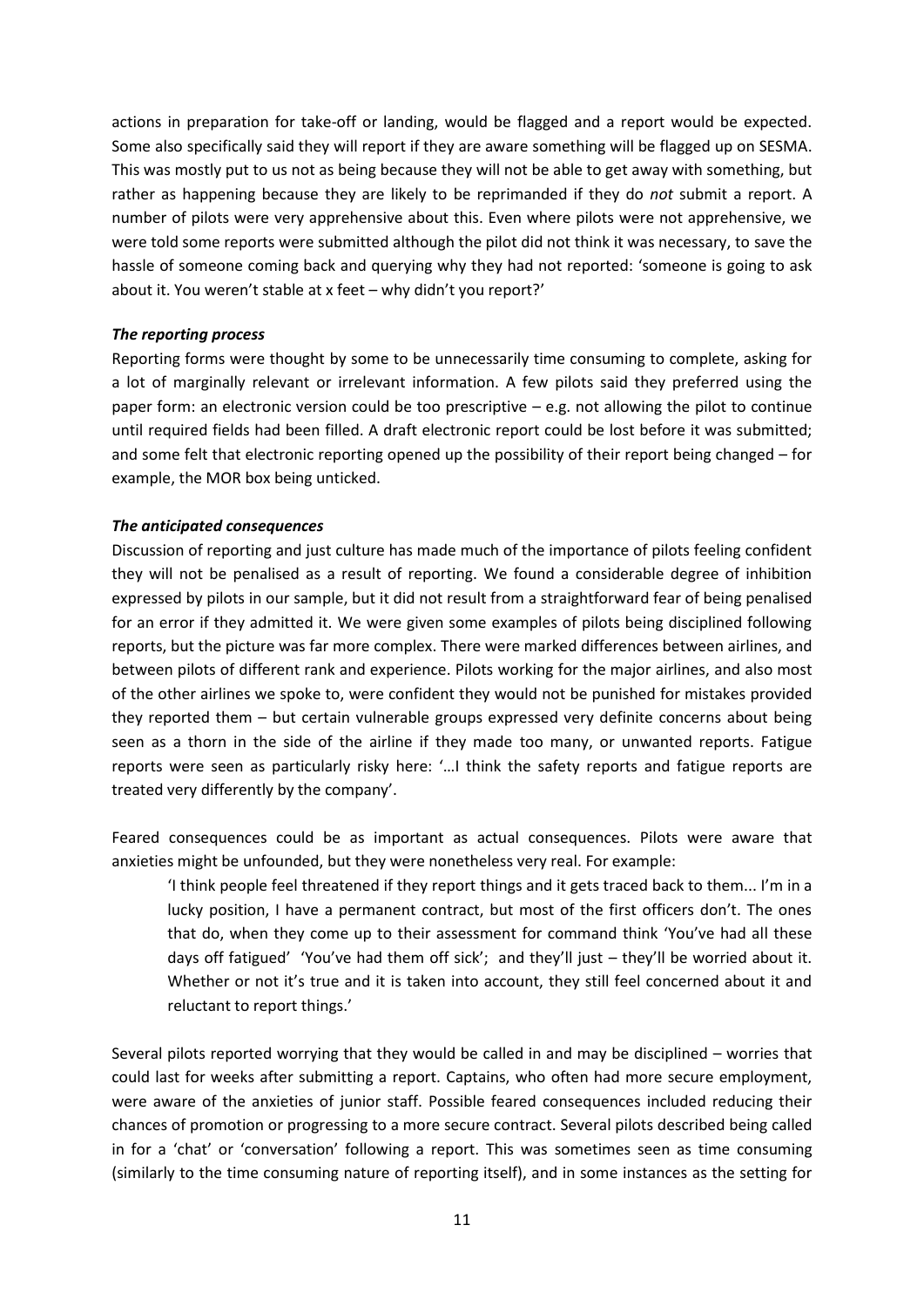actions in preparation for take-off or landing, would be flagged and a report would be expected. Some also specifically said they will report if they are aware something will be flagged up on SESMA. This was mostly put to us not as being because they will not be able to get away with something, but rather as happening because they are likely to be reprimanded if they do *not* submit a report. A number of pilots were very apprehensive about this. Even where pilots were not apprehensive, we were told some reports were submitted although the pilot did not think it was necessary, to save the hassle of someone coming back and querying why they had not reported: 'someone is going to ask about it. You weren't stable at x feet – why didn't you report?'

***The reporting process***

Reporting forms were thought by some to be unnecessarily time consuming to complete, asking for a lot of marginally relevant or irrelevant information. A few pilots said they preferred using the paper form: an electronic version could be too prescriptive – e.g. not allowing the pilot to continue until required fields had been filled. A draft electronic report could be lost before it was submitted; and some felt that electronic reporting opened up the possibility of their report being changed – for example, the MOR box being unticked.

***The anticipated consequences***

Discussion of reporting and just culture has made much of the importance of pilots feeling confident they will not be penalised as a result of reporting. We found a considerable degree of inhibition expressed by pilots in our sample, but it did not result from a straightforward fear of being penalised for an error if they admitted it. We were given some examples of pilots being disciplined following reports, but the picture was far more complex. There were marked differences between airlines, and between pilots of different rank and experience. Pilots working for the major airlines, and also most of the other airlines we spoke to, were confident they would not be punished for mistakes provided they reported them – but certain vulnerable groups expressed very definite concerns about being seen as a thorn in the side of the airline if they made too many, or unwanted reports. Fatigue reports were seen as particularly risky here: '…I think the safety reports and fatigue reports are treated very differently by the company'.

Feared consequences could be as important as actual consequences. Pilots were aware that anxieties might be unfounded, but they were nonetheless very real. For example:

> 'I think people feel threatened if they report things and it gets traced back to them... I'm in a lucky position, I have a permanent contract, but most of the first officers don't. The ones that do, when they come up to their assessment for command think 'You've had all these days off fatigued' 'You've had them off sick'; and they'll just – they'll be worried about it. Whether or not it's true and it is taken into account, they still feel concerned about it and reluctant to report things.'

Several pilots reported worrying that they would be called in and may be disciplined – worries that could last for weeks after submitting a report. Captains, who often had more secure employment, were aware of the anxieties of junior staff. Possible feared consequences included reducing their chances of promotion or progressing to a more secure contract. Several pilots described being called in for a 'chat' or 'conversation' following a report. This was sometimes seen as time consuming (similarly to the time consuming nature of reporting itself), and in some instances as the setting for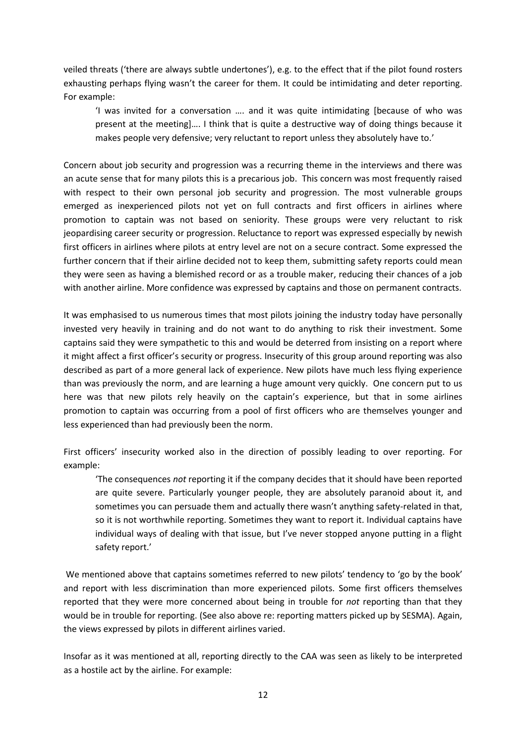veiled threats ('there are always subtle undertones'), e.g. to the effect that if the pilot found rosters exhausting perhaps flying wasn't the career for them. It could be intimidating and deter reporting. For example:

> 'I was invited for a conversation …. and it was quite intimidating [because of who was present at the meeting]…. I think that is quite a destructive way of doing things because it makes people very defensive; very reluctant to report unless they absolutely have to.'

Concern about job security and progression was a recurring theme in the interviews and there was an acute sense that for many pilots this is a precarious job. This concern was most frequently raised with respect to their own personal job security and progression. The most vulnerable groups emerged as inexperienced pilots not yet on full contracts and first officers in airlines where promotion to captain was not based on seniority. These groups were very reluctant to risk jeopardising career security or progression. Reluctance to report was expressed especially by newish first officers in airlines where pilots at entry level are not on a secure contract. Some expressed the further concern that if their airline decided not to keep them, submitting safety reports could mean they were seen as having a blemished record or as a trouble maker, reducing their chances of a job with another airline. More confidence was expressed by captains and those on permanent contracts.

It was emphasised to us numerous times that most pilots joining the industry today have personally invested very heavily in training and do not want to do anything to risk their investment. Some captains said they were sympathetic to this and would be deterred from insisting on a report where it might affect a first officer's security or progress. Insecurity of this group around reporting was also described as part of a more general lack of experience. New pilots have much less flying experience than was previously the norm, and are learning a huge amount very quickly. One concern put to us here was that new pilots rely heavily on the captain's experience, but that in some airlines promotion to captain was occurring from a pool of first officers who are themselves younger and less experienced than had previously been the norm.

First officers' insecurity worked also in the direction of possibly leading to over reporting. For example:

> 'The consequences *not* reporting it if the company decides that it should have been reported are quite severe. Particularly younger people, they are absolutely paranoid about it, and sometimes you can persuade them and actually there wasn't anything safety-related in that, so it is not worthwhile reporting. Sometimes they want to report it. Individual captains have individual ways of dealing with that issue, but I've never stopped anyone putting in a flight safety report.'

We mentioned above that captains sometimes referred to new pilots' tendency to 'go by the book' and report with less discrimination than more experienced pilots. Some first officers themselves reported that they were more concerned about being in trouble for *not* reporting than that they would be in trouble for reporting. (See also above re: reporting matters picked up by SESMA). Again, the views expressed by pilots in different airlines varied.

Insofar as it was mentioned at all, reporting directly to the CAA was seen as likely to be interpreted as a hostile act by the airline. For example: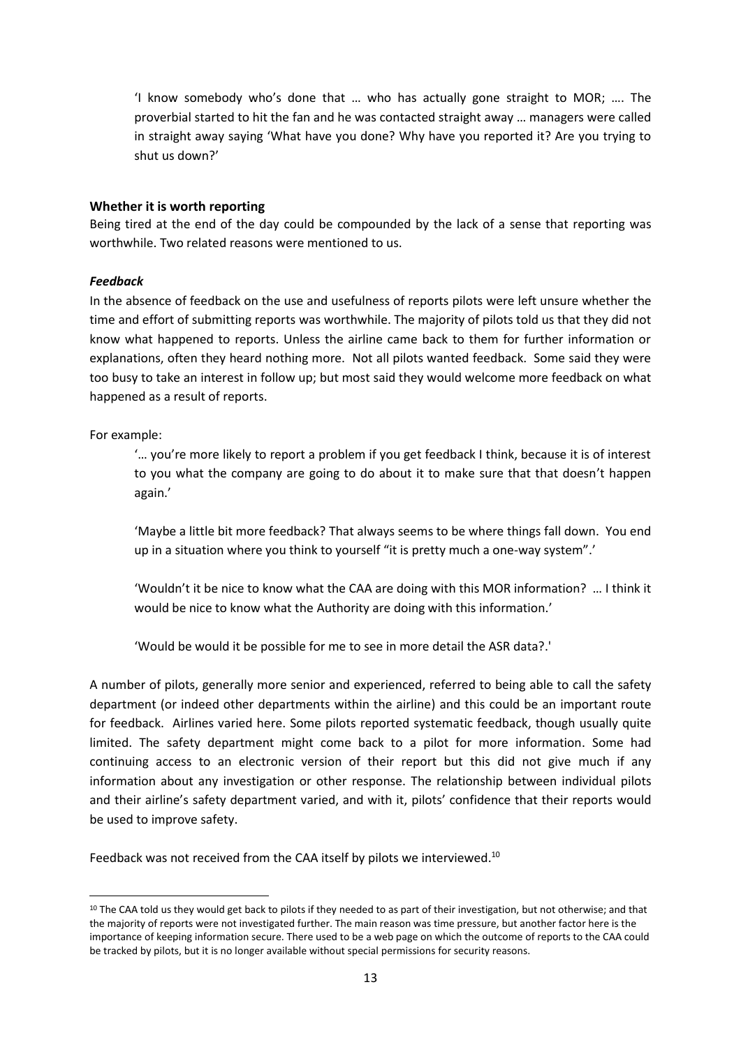> 'I know somebody who's done that … who has actually gone straight to MOR; …. The proverbial started to hit the fan and he was contacted straight away … managers were called in straight away saying 'What have you done? Why have you reported it? Are you trying to shut us down?'

**Whether it is worth reporting**

Being tired at the end of the day could be compounded by the lack of a sense that reporting was worthwhile. Two related reasons were mentioned to us.

***Feedback***

In the absence of feedback on the use and usefulness of reports pilots were left unsure whether the time and effort of submitting reports was worthwhile. The majority of pilots told us that they did not know what happened to reports. Unless the airline came back to them for further information or explanations, often they heard nothing more. Not all pilots wanted feedback. Some said they were too busy to take an interest in follow up; but most said they would welcome more feedback on what happened as a result of reports.

For example:

> '… you're more likely to report a problem if you get feedback I think, because it is of interest to you what the company are going to do about it to make sure that that doesn't happen again.'
>
> 'Maybe a little bit more feedback? That always seems to be where things fall down. You end up in a situation where you think to yourself "it is pretty much a one-way system".'
>
> 'Wouldn't it be nice to know what the CAA are doing with this MOR information? … I think it would be nice to know what the Authority are doing with this information.'
>
> 'Would be would it be possible for me to see in more detail the ASR data?.'

A number of pilots, generally more senior and experienced, referred to being able to call the safety department (or indeed other departments within the airline) and this could be an important route for feedback. Airlines varied here. Some pilots reported systematic feedback, though usually quite limited. The safety department might come back to a pilot for more information. Some had continuing access to an electronic version of their report but this did not give much if any information about any investigation or other response. The relationship between individual pilots and their airline's safety department varied, and with it, pilots' confidence that their reports would be used to improve safety.

Feedback was not received from the CAA itself by pilots we interviewed.[10]

[10] The CAA told us they would get back to pilots if they needed to as part of their investigation, but not otherwise; and that the majority of reports were not investigated further. The main reason was time pressure, but another factor here is the importance of keeping information secure. There used to be a web page on which the outcome of reports to the CAA could be tracked by pilots, but it is no longer available without special permissions for security reasons.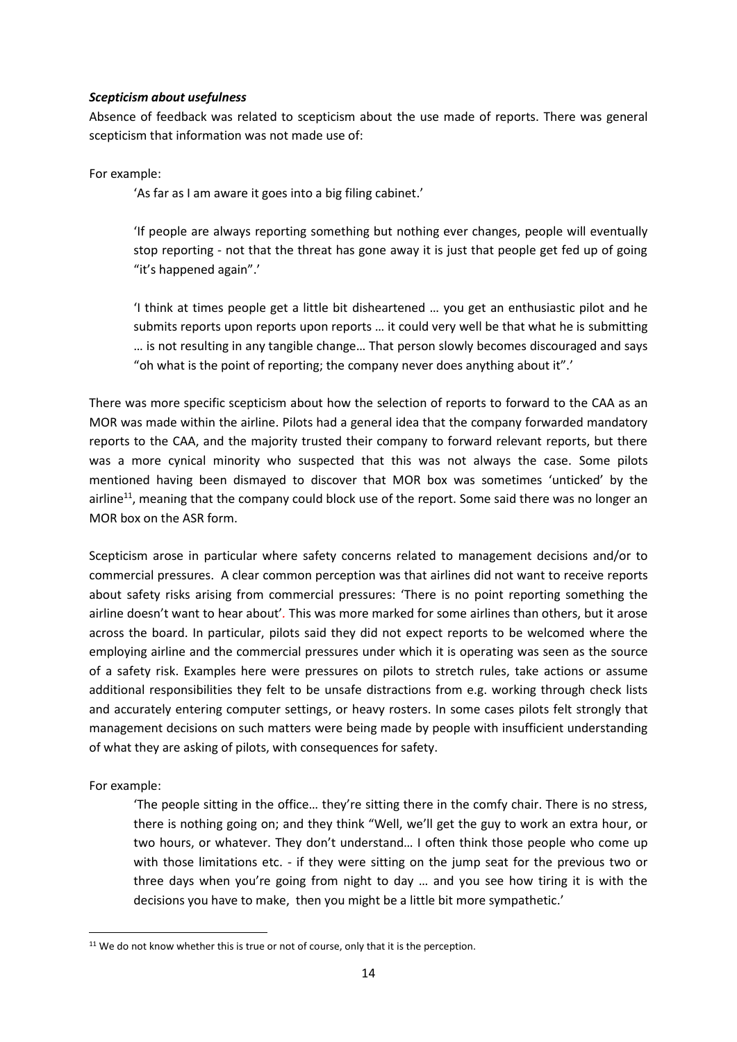***Scepticism about usefulness***

Absence of feedback was related to scepticism about the use made of reports. There was general scepticism that information was not made use of:

For example:

> 'As far as I am aware it goes into a big filing cabinet.'
>
> 'If people are always reporting something but nothing ever changes, people will eventually stop reporting - not that the threat has gone away it is just that people get fed up of going "it's happened again".'
>
> 'I think at times people get a little bit disheartened … you get an enthusiastic pilot and he submits reports upon reports upon reports … it could very well be that what he is submitting … is not resulting in any tangible change… That person slowly becomes discouraged and says "oh what is the point of reporting; the company never does anything about it".'

There was more specific scepticism about how the selection of reports to forward to the CAA as an MOR was made within the airline. Pilots had a general idea that the company forwarded mandatory reports to the CAA, and the majority trusted their company to forward relevant reports, but there was a more cynical minority who suspected that this was not always the case. Some pilots mentioned having been dismayed to discover that MOR box was sometimes 'unticked' by the airline[11], meaning that the company could block use of the report. Some said there was no longer an MOR box on the ASR form.

Scepticism arose in particular where safety concerns related to management decisions and/or to commercial pressures. A clear common perception was that airlines did not want to receive reports about safety risks arising from commercial pressures: 'There is no point reporting something the airline doesn't want to hear about'. This was more marked for some airlines than others, but it arose across the board. In particular, pilots said they did not expect reports to be welcomed where the employing airline and the commercial pressures under which it is operating was seen as the source of a safety risk. Examples here were pressures on pilots to stretch rules, take actions or assume additional responsibilities they felt to be unsafe distractions from e.g. working through check lists and accurately entering computer settings, or heavy rosters. In some cases pilots felt strongly that management decisions on such matters were being made by people with insufficient understanding of what they are asking of pilots, with consequences for safety.

For example:

> 'The people sitting in the office… they're sitting there in the comfy chair. There is no stress, there is nothing going on; and they think "Well, we'll get the guy to work an extra hour, or two hours, or whatever. They don't understand… I often think those people who come up with those limitations etc. - if they were sitting on the jump seat for the previous two or three days when you're going from night to day … and you see how tiring it is with the decisions you have to make, then you might be a little bit more sympathetic.'

[11] We do not know whether this is true or not of course, only that it is the perception.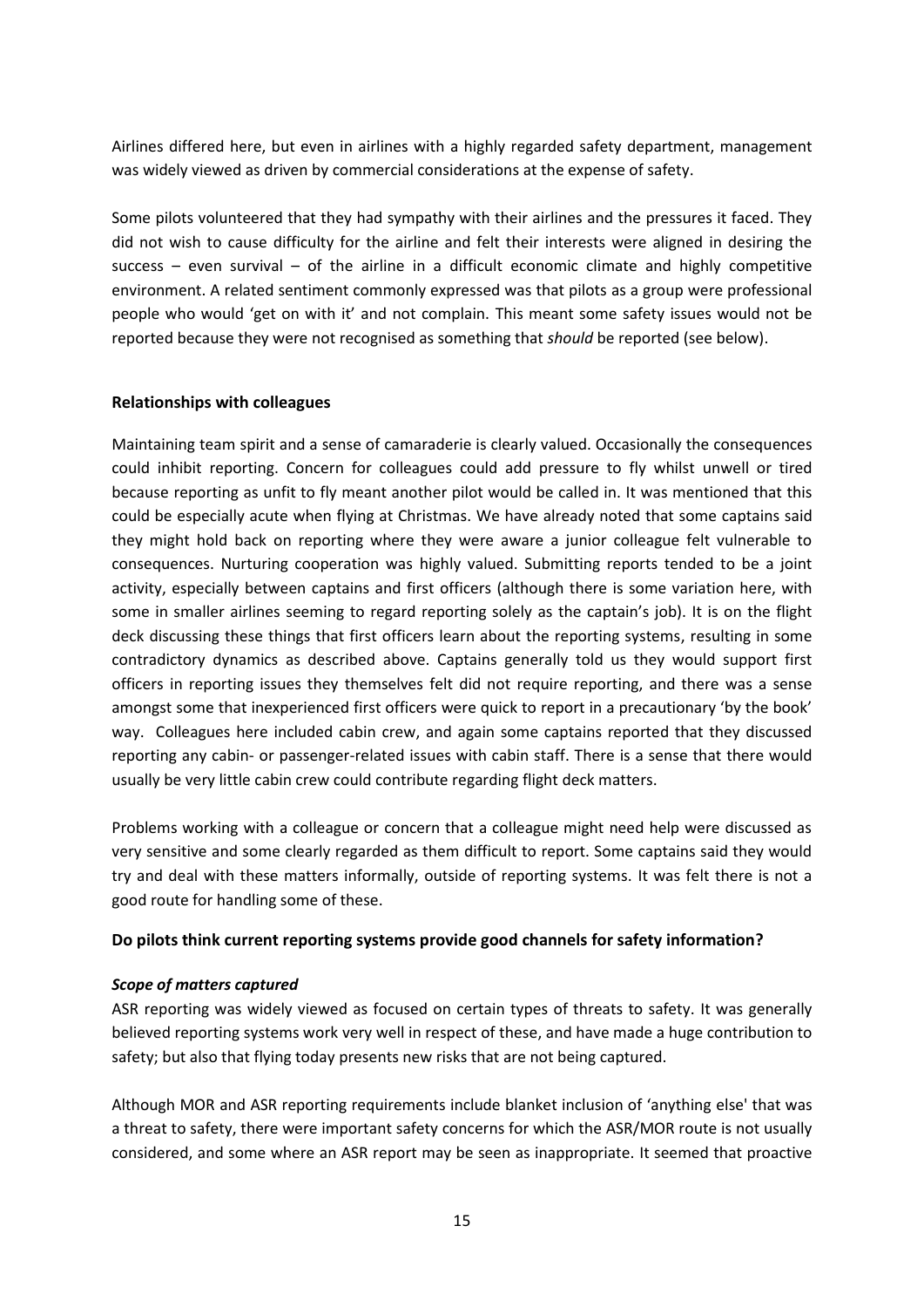Airlines differed here, but even in airlines with a highly regarded safety department, management was widely viewed as driven by commercial considerations at the expense of safety.

Some pilots volunteered that they had sympathy with their airlines and the pressures it faced. They did not wish to cause difficulty for the airline and felt their interests were aligned in desiring the success – even survival – of the airline in a difficult economic climate and highly competitive environment. A related sentiment commonly expressed was that pilots as a group were professional people who would 'get on with it' and not complain. This meant some safety issues would not be reported because they were not recognised as something that *should* be reported (see below).

**Relationships with colleagues**

Maintaining team spirit and a sense of camaraderie is clearly valued. Occasionally the consequences could inhibit reporting. Concern for colleagues could add pressure to fly whilst unwell or tired because reporting as unfit to fly meant another pilot would be called in. It was mentioned that this could be especially acute when flying at Christmas. We have already noted that some captains said they might hold back on reporting where they were aware a junior colleague felt vulnerable to consequences. Nurturing cooperation was highly valued. Submitting reports tended to be a joint activity, especially between captains and first officers (although there is some variation here, with some in smaller airlines seeming to regard reporting solely as the captain's job). It is on the flight deck discussing these things that first officers learn about the reporting systems, resulting in some contradictory dynamics as described above. Captains generally told us they would support first officers in reporting issues they themselves felt did not require reporting, and there was a sense amongst some that inexperienced first officers were quick to report in a precautionary 'by the book' way. Colleagues here included cabin crew, and again some captains reported that they discussed reporting any cabin- or passenger-related issues with cabin staff. There is a sense that there would usually be very little cabin crew could contribute regarding flight deck matters.

Problems working with a colleague or concern that a colleague might need help were discussed as very sensitive and some clearly regarded as them difficult to report. Some captains said they would try and deal with these matters informally, outside of reporting systems. It was felt there is not a good route for handling some of these.

**Do pilots think current reporting systems provide good channels for safety information?**

***Scope of matters captured***

ASR reporting was widely viewed as focused on certain types of threats to safety. It was generally believed reporting systems work very well in respect of these, and have made a huge contribution to safety; but also that flying today presents new risks that are not being captured.

Although MOR and ASR reporting requirements include blanket inclusion of 'anything else' that was a threat to safety, there were important safety concerns for which the ASR/MOR route is not usually considered, and some where an ASR report may be seen as inappropriate. It seemed that proactive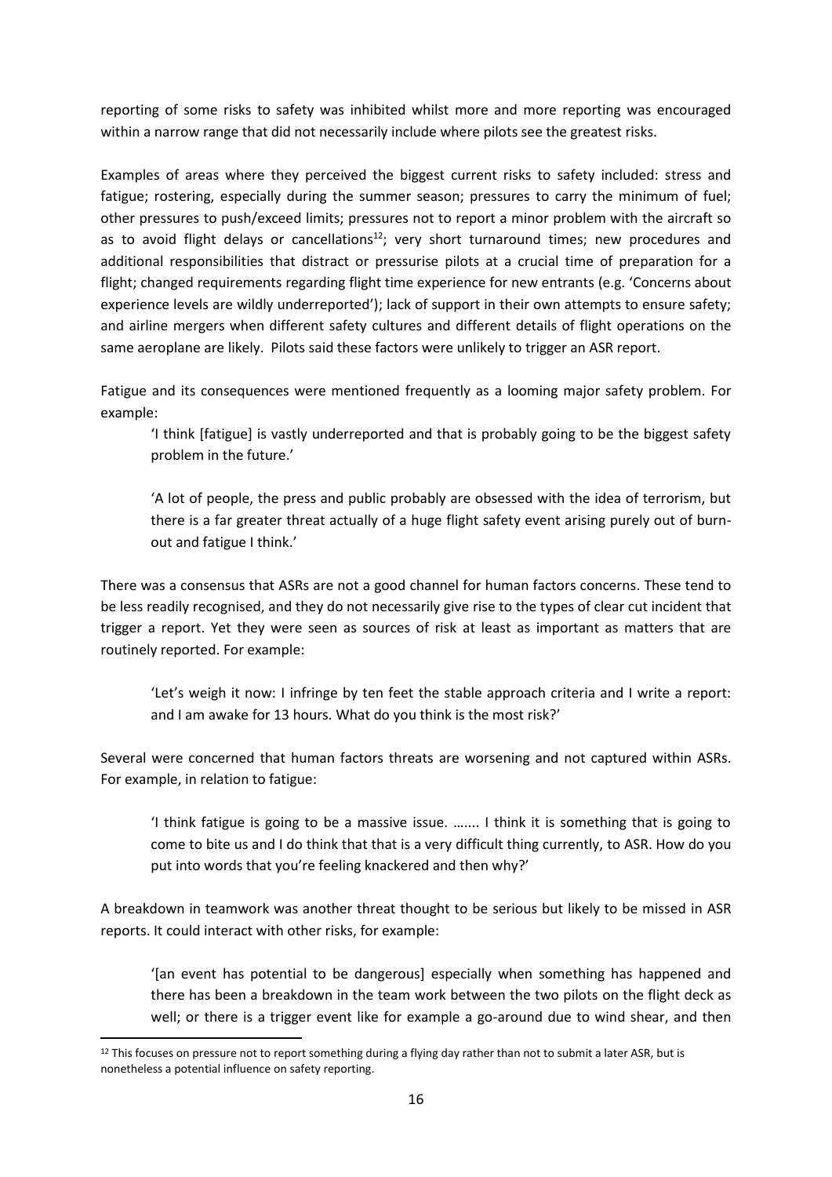reporting of some risks to safety was inhibited whilst more and more reporting was encouraged within a narrow range that did not necessarily include where pilots see the greatest risks.

Examples of areas where they perceived the biggest current risks to safety included: stress and fatigue; rostering, especially during the summer season; pressures to carry the minimum of fuel; other pressures to push/exceed limits; pressures not to report a minor problem with the aircraft so as to avoid flight delays or cancellations[12]; very short turnaround times; new procedures and additional responsibilities that distract or pressurise pilots at a crucial time of preparation for a flight; changed requirements regarding flight time experience for new entrants (e.g. 'Concerns about experience levels are wildly underreported'); lack of support in their own attempts to ensure safety; and airline mergers when different safety cultures and different details of flight operations on the same aeroplane are likely. Pilots said these factors were unlikely to trigger an ASR report.

Fatigue and its consequences were mentioned frequently as a looming major safety problem. For example:

> 'I think [fatigue] is vastly underreported and that is probably going to be the biggest safety problem in the future.'
>
> 'A lot of people, the press and public probably are obsessed with the idea of terrorism, but there is a far greater threat actually of a huge flight safety event arising purely out of burn-out and fatigue I think.'

There was a consensus that ASRs are not a good channel for human factors concerns. These tend to be less readily recognised, and they do not necessarily give rise to the types of clear cut incident that trigger a report. Yet they were seen as sources of risk at least as important as matters that are routinely reported. For example:

> 'Let's weigh it now: I infringe by ten feet the stable approach criteria and I write a report: and I am awake for 13 hours. What do you think is the most risk?'

Several were concerned that human factors threats are worsening and not captured within ASRs. For example, in relation to fatigue:

> 'I think fatigue is going to be a massive issue. ....... I think it is something that is going to come to bite us and I do think that that is a very difficult thing currently, to ASR. How do you put into words that you're feeling knackered and then why?'

A breakdown in teamwork was another threat thought to be serious but likely to be missed in ASR reports. It could interact with other risks, for example:

> '[an event has potential to be dangerous] especially when something has happened and there has been a breakdown in the team work between the two pilots on the flight deck as well; or there is a trigger event like for example a go-around due to wind shear, and then

[12] This focuses on pressure not to report something during a flying day rather than not to submit a later ASR, but is nonetheless a potential influence on safety reporting.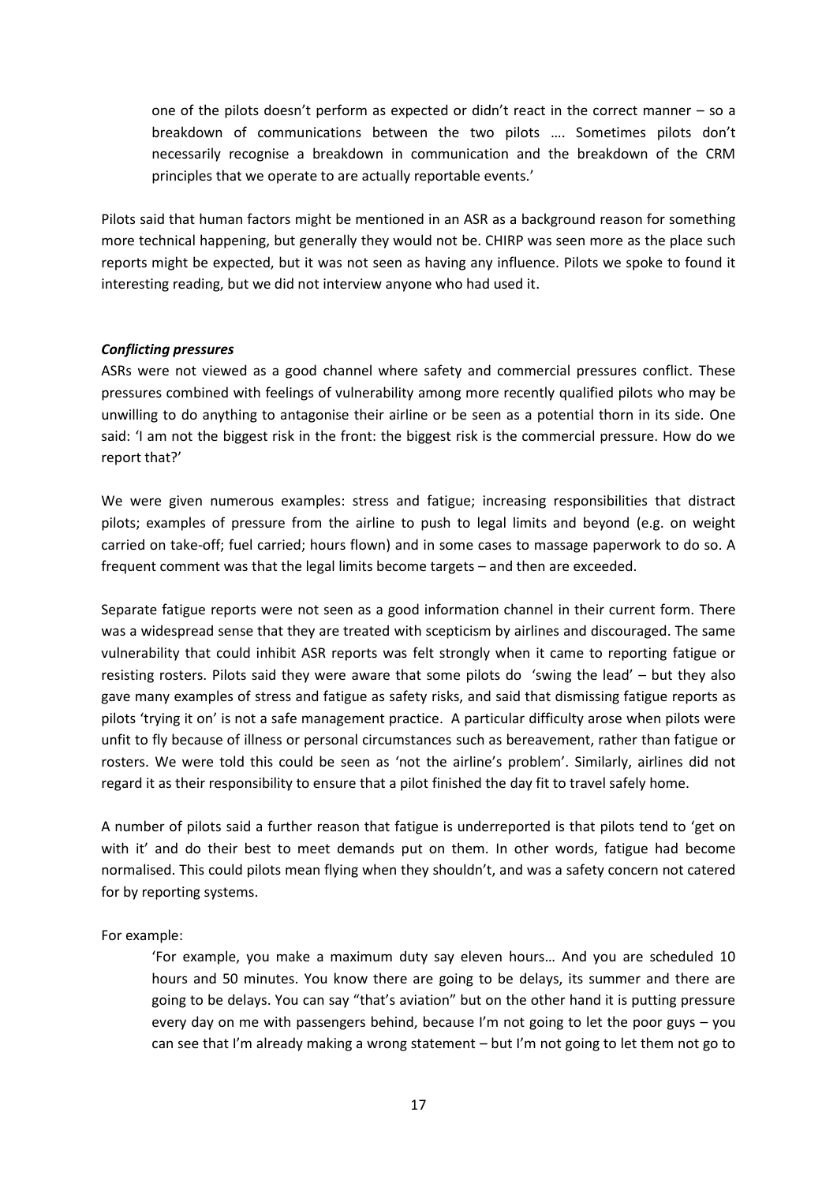> one of the pilots doesn't perform as expected or didn't react in the correct manner – so a breakdown of communications between the two pilots …. Sometimes pilots don't necessarily recognise a breakdown in communication and the breakdown of the CRM principles that we operate to are actually reportable events.'

Pilots said that human factors might be mentioned in an ASR as a background reason for something more technical happening, but generally they would not be. CHIRP was seen more as the place such reports might be expected, but it was not seen as having any influence. Pilots we spoke to found it interesting reading, but we did not interview anyone who had used it.

***Conflicting pressures***

ASRs were not viewed as a good channel where safety and commercial pressures conflict. These pressures combined with feelings of vulnerability among more recently qualified pilots who may be unwilling to do anything to antagonise their airline or be seen as a potential thorn in its side. One said: 'I am not the biggest risk in the front: the biggest risk is the commercial pressure. How do we report that?'

We were given numerous examples: stress and fatigue; increasing responsibilities that distract pilots; examples of pressure from the airline to push to legal limits and beyond (e.g. on weight carried on take-off; fuel carried; hours flown) and in some cases to massage paperwork to do so. A frequent comment was that the legal limits become targets – and then are exceeded.

Separate fatigue reports were not seen as a good information channel in their current form. There was a widespread sense that they are treated with scepticism by airlines and discouraged. The same vulnerability that could inhibit ASR reports was felt strongly when it came to reporting fatigue or resisting rosters. Pilots said they were aware that some pilots do 'swing the lead' – but they also gave many examples of stress and fatigue as safety risks, and said that dismissing fatigue reports as pilots 'trying it on' is not a safe management practice. A particular difficulty arose when pilots were unfit to fly because of illness or personal circumstances such as bereavement, rather than fatigue or rosters. We were told this could be seen as 'not the airline's problem'. Similarly, airlines did not regard it as their responsibility to ensure that a pilot finished the day fit to travel safely home.

A number of pilots said a further reason that fatigue is underreported is that pilots tend to 'get on with it' and do their best to meet demands put on them. In other words, fatigue had become normalised. This could pilots mean flying when they shouldn't, and was a safety concern not catered for by reporting systems.

For example:

> 'For example, you make a maximum duty say eleven hours… And you are scheduled 10 hours and 50 minutes. You know there are going to be delays, its summer and there are going to be delays. You can say "that's aviation" but on the other hand it is putting pressure every day on me with passengers behind, because I'm not going to let the poor guys – you can see that I'm already making a wrong statement – but I'm not going to let them not go to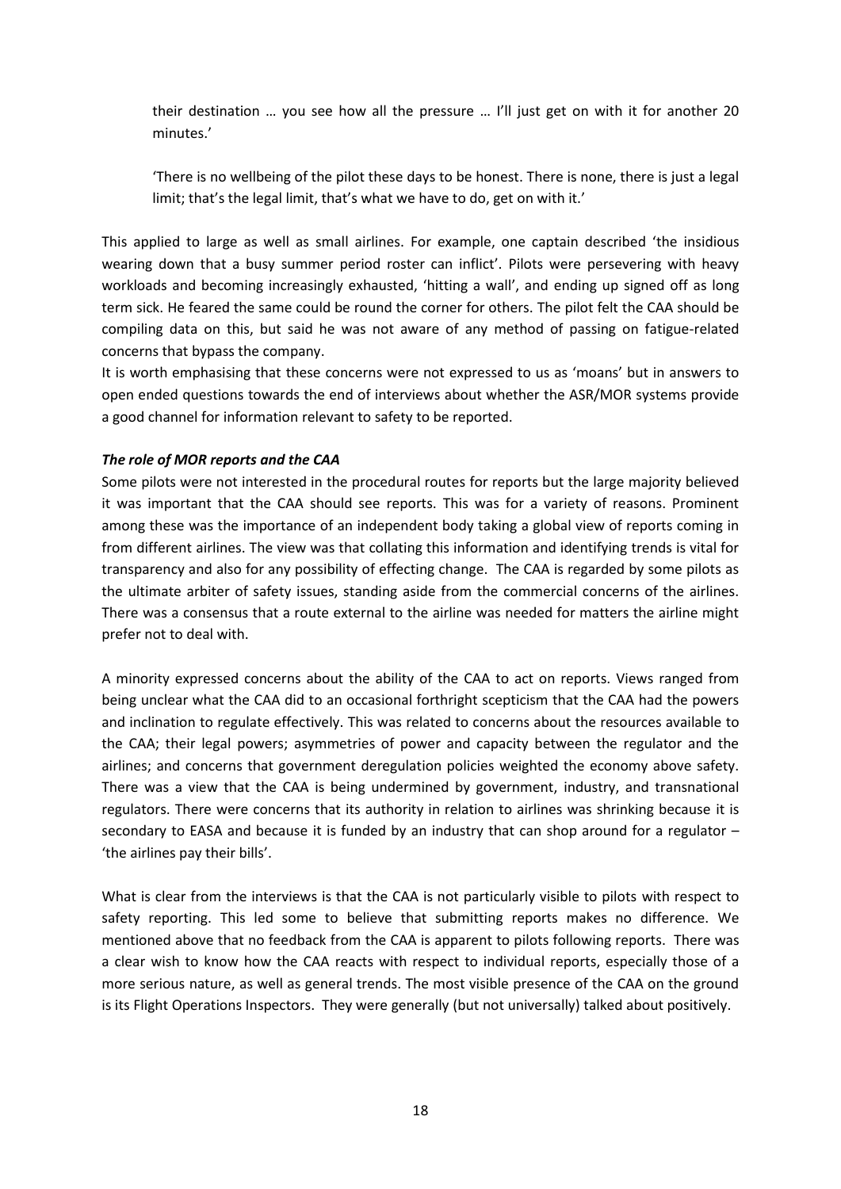their destination … you see how all the pressure … I'll just get on with it for another 20 minutes.'

'There is no wellbeing of the pilot these days to be honest. There is none, there is just a legal limit; that's the legal limit, that's what we have to do, get on with it.'

This applied to large as well as small airlines. For example, one captain described 'the insidious wearing down that a busy summer period roster can inflict'. Pilots were persevering with heavy workloads and becoming increasingly exhausted, 'hitting a wall', and ending up signed off as long term sick. He feared the same could be round the corner for others. The pilot felt the CAA should be compiling data on this, but said he was not aware of any method of passing on fatigue-related concerns that bypass the company.

It is worth emphasising that these concerns were not expressed to us as 'moans' but in answers to open ended questions towards the end of interviews about whether the ASR/MOR systems provide a good channel for information relevant to safety to be reported.

***The role of MOR reports and the CAA***

Some pilots were not interested in the procedural routes for reports but the large majority believed it was important that the CAA should see reports. This was for a variety of reasons. Prominent among these was the importance of an independent body taking a global view of reports coming in from different airlines. The view was that collating this information and identifying trends is vital for transparency and also for any possibility of effecting change. The CAA is regarded by some pilots as the ultimate arbiter of safety issues, standing aside from the commercial concerns of the airlines. There was a consensus that a route external to the airline was needed for matters the airline might prefer not to deal with.

A minority expressed concerns about the ability of the CAA to act on reports. Views ranged from being unclear what the CAA did to an occasional forthright scepticism that the CAA had the powers and inclination to regulate effectively. This was related to concerns about the resources available to the CAA; their legal powers; asymmetries of power and capacity between the regulator and the airlines; and concerns that government deregulation policies weighted the economy above safety. There was a view that the CAA is being undermined by government, industry, and transnational regulators. There were concerns that its authority in relation to airlines was shrinking because it is secondary to EASA and because it is funded by an industry that can shop around for a regulator – 'the airlines pay their bills'.

What is clear from the interviews is that the CAA is not particularly visible to pilots with respect to safety reporting. This led some to believe that submitting reports makes no difference. We mentioned above that no feedback from the CAA is apparent to pilots following reports. There was a clear wish to know how the CAA reacts with respect to individual reports, especially those of a more serious nature, as well as general trends. The most visible presence of the CAA on the ground is its Flight Operations Inspectors. They were generally (but not universally) talked about positively.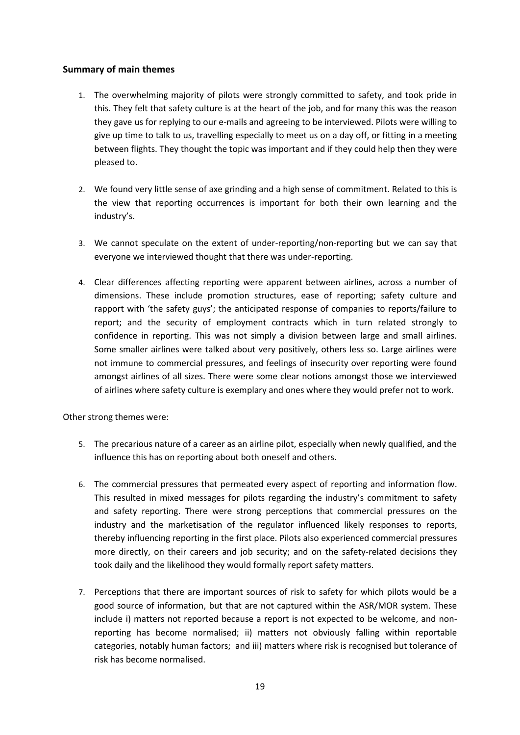## Summary of main themes

1. The overwhelming majority of pilots were strongly committed to safety, and took pride in this. They felt that safety culture is at the heart of the job, and for many this was the reason they gave us for replying to our e-mails and agreeing to be interviewed. Pilots were willing to give up time to talk to us, travelling especially to meet us on a day off, or fitting in a meeting between flights. They thought the topic was important and if they could help then they were pleased to.

2. We found very little sense of axe grinding and a high sense of commitment. Related to this is the view that reporting occurrences is important for both their own learning and the industry's.

3. We cannot speculate on the extent of under-reporting/non-reporting but we can say that everyone we interviewed thought that there was under-reporting.

4. Clear differences affecting reporting were apparent between airlines, across a number of dimensions. These include promotion structures, ease of reporting; safety culture and rapport with 'the safety guys'; the anticipated response of companies to reports/failure to report; and the security of employment contracts which in turn related strongly to confidence in reporting. This was not simply a division between large and small airlines. Some smaller airlines were talked about very positively, others less so. Large airlines were not immune to commercial pressures, and feelings of insecurity over reporting were found amongst airlines of all sizes. There were some clear notions amongst those we interviewed of airlines where safety culture is exemplary and ones where they would prefer not to work.

Other strong themes were:

5. The precarious nature of a career as an airline pilot, especially when newly qualified, and the influence this has on reporting about both oneself and others.

6. The commercial pressures that permeated every aspect of reporting and information flow. This resulted in mixed messages for pilots regarding the industry's commitment to safety and safety reporting. There were strong perceptions that commercial pressures on the industry and the marketisation of the regulator influenced likely responses to reports, thereby influencing reporting in the first place. Pilots also experienced commercial pressures more directly, on their careers and job security; and on the safety-related decisions they took daily and the likelihood they would formally report safety matters.

7. Perceptions that there are important sources of risk to safety for which pilots would be a good source of information, but that are not captured within the ASR/MOR system. These include i) matters not reported because a report is not expected to be welcome, and non-reporting has become normalised; ii) matters not obviously falling within reportable categories, notably human factors; and iii) matters where risk is recognised but tolerance of risk has become normalised.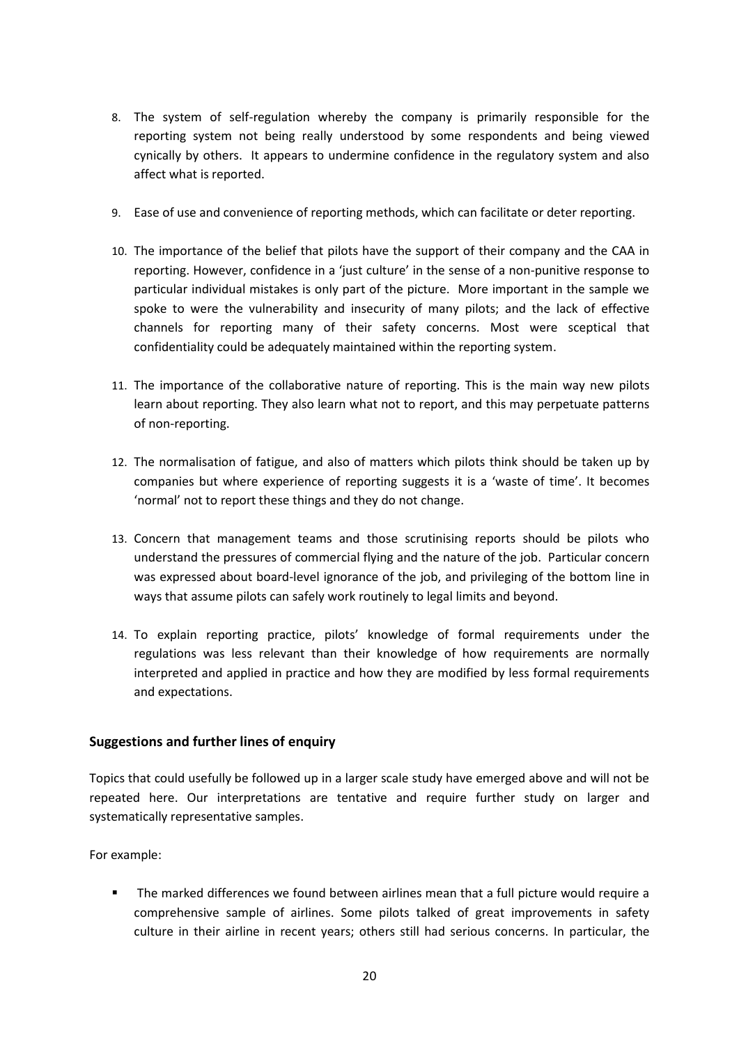8. The system of self-regulation whereby the company is primarily responsible for the reporting system not being really understood by some respondents and being viewed cynically by others. It appears to undermine confidence in the regulatory system and also affect what is reported.

9. Ease of use and convenience of reporting methods, which can facilitate or deter reporting.

10. The importance of the belief that pilots have the support of their company and the CAA in reporting. However, confidence in a 'just culture' in the sense of a non-punitive response to particular individual mistakes is only part of the picture. More important in the sample we spoke to were the vulnerability and insecurity of many pilots; and the lack of effective channels for reporting many of their safety concerns. Most were sceptical that confidentiality could be adequately maintained within the reporting system.

11. The importance of the collaborative nature of reporting. This is the main way new pilots learn about reporting. They also learn what not to report, and this may perpetuate patterns of non-reporting.

12. The normalisation of fatigue, and also of matters which pilots think should be taken up by companies but where experience of reporting suggests it is a 'waste of time'. It becomes 'normal' not to report these things and they do not change.

13. Concern that management teams and those scrutinising reports should be pilots who understand the pressures of commercial flying and the nature of the job. Particular concern was expressed about board-level ignorance of the job, and privileging of the bottom line in ways that assume pilots can safely work routinely to legal limits and beyond.

14. To explain reporting practice, pilots' knowledge of formal requirements under the regulations was less relevant than their knowledge of how requirements are normally interpreted and applied in practice and how they are modified by less formal requirements and expectations.

### Suggestions and further lines of enquiry

Topics that could usefully be followed up in a larger scale study have emerged above and will not be repeated here. Our interpretations are tentative and require further study on larger and systematically representative samples.

For example:

- The marked differences we found between airlines mean that a full picture would require a comprehensive sample of airlines. Some pilots talked of great improvements in safety culture in their airline in recent years; others still had serious concerns. In particular, the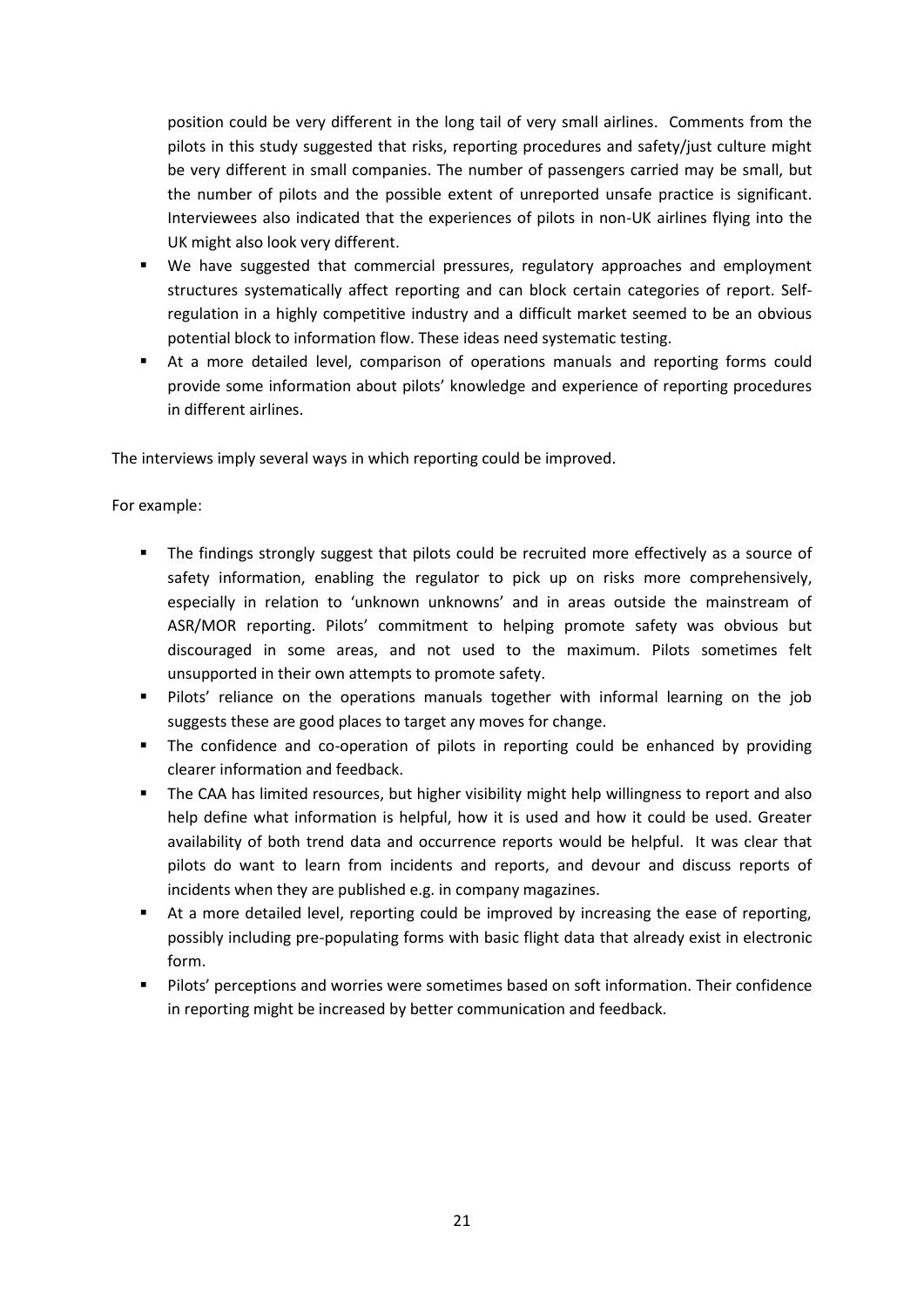position could be very different in the long tail of very small airlines. Comments from the pilots in this study suggested that risks, reporting procedures and safety/just culture might be very different in small companies. The number of passengers carried may be small, but the number of pilots and the possible extent of unreported unsafe practice is significant. Interviewees also indicated that the experiences of pilots in non-UK airlines flying into the UK might also look very different.

- We have suggested that commercial pressures, regulatory approaches and employment structures systematically affect reporting and can block certain categories of report. Self-regulation in a highly competitive industry and a difficult market seemed to be an obvious potential block to information flow. These ideas need systematic testing.
- At a more detailed level, comparison of operations manuals and reporting forms could provide some information about pilots' knowledge and experience of reporting procedures in different airlines.

The interviews imply several ways in which reporting could be improved.

For example:

- The findings strongly suggest that pilots could be recruited more effectively as a source of safety information, enabling the regulator to pick up on risks more comprehensively, especially in relation to 'unknown unknowns' and in areas outside the mainstream of ASR/MOR reporting. Pilots' commitment to helping promote safety was obvious but discouraged in some areas, and not used to the maximum. Pilots sometimes felt unsupported in their own attempts to promote safety.
- Pilots' reliance on the operations manuals together with informal learning on the job suggests these are good places to target any moves for change.
- The confidence and co-operation of pilots in reporting could be enhanced by providing clearer information and feedback.
- The CAA has limited resources, but higher visibility might help willingness to report and also help define what information is helpful, how it is used and how it could be used. Greater availability of both trend data and occurrence reports would be helpful. It was clear that pilots do want to learn from incidents and reports, and devour and discuss reports of incidents when they are published e.g. in company magazines.
- At a more detailed level, reporting could be improved by increasing the ease of reporting, possibly including pre-populating forms with basic flight data that already exist in electronic form.
- Pilots' perceptions and worries were sometimes based on soft information. Their confidence in reporting might be increased by better communication and feedback.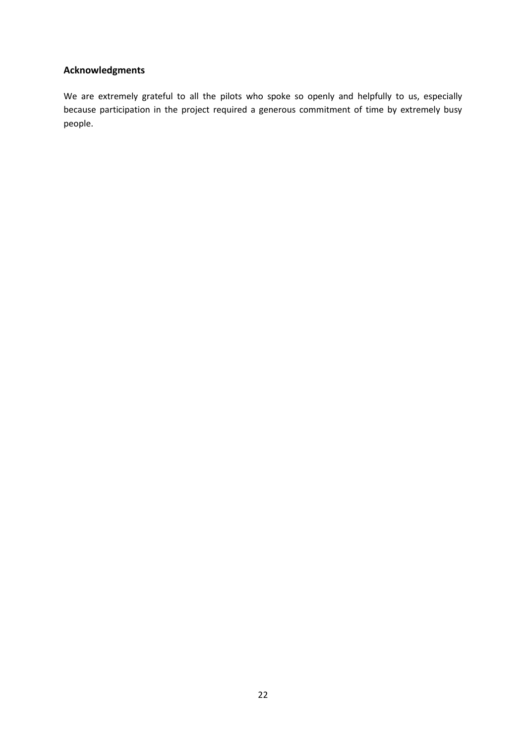## Acknowledgments

We are extremely grateful to all the pilots who spoke so openly and helpfully to us, especially because participation in the project required a generous commitment of time by extremely busy people.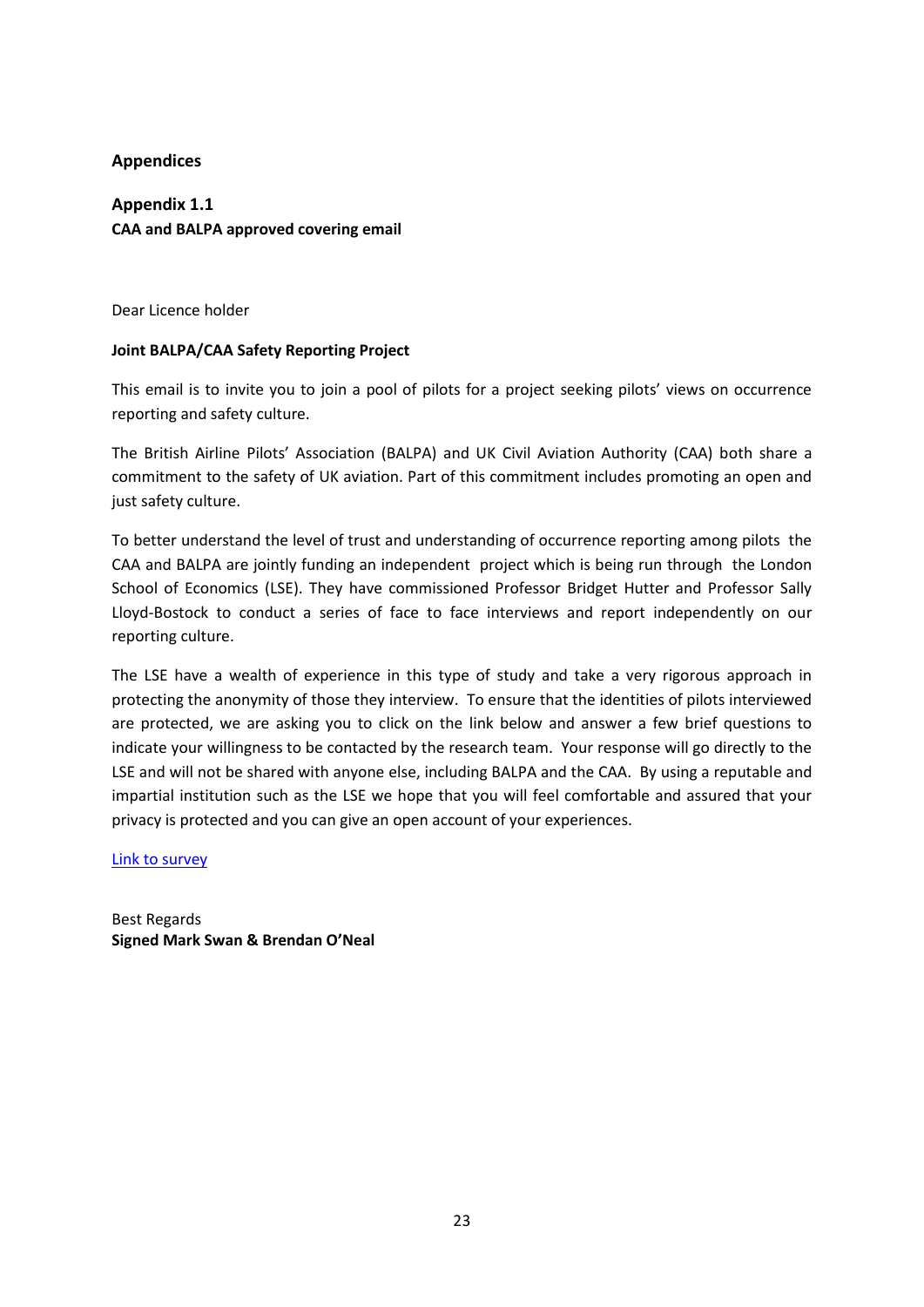# Appendices

## Appendix 1.1

**CAA and BALPA approved covering email**

Dear Licence holder

**Joint BALPA/CAA Safety Reporting Project**

This email is to invite you to join a pool of pilots for a project seeking pilots' views on occurrence reporting and safety culture.

The British Airline Pilots' Association (BALPA) and UK Civil Aviation Authority (CAA) both share a commitment to the safety of UK aviation. Part of this commitment includes promoting an open and just safety culture.

To better understand the level of trust and understanding of occurrence reporting among pilots the CAA and BALPA are jointly funding an independent project which is being run through the London School of Economics (LSE). They have commissioned Professor Bridget Hutter and Professor Sally Lloyd-Bostock to conduct a series of face to face interviews and report independently on our reporting culture.

The LSE have a wealth of experience in this type of study and take a very rigorous approach in protecting the anonymity of those they interview. To ensure that the identities of pilots interviewed are protected, we are asking you to click on the link below and answer a few brief questions to indicate your willingness to be contacted by the research team. Your response will go directly to the LSE and will not be shared with anyone else, including BALPA and the CAA. By using a reputable and impartial institution such as the LSE we hope that you will feel comfortable and assured that your privacy is protected and you can give an open account of your experiences.

Link to survey

Best Regards
**Signed Mark Swan & Brendan O'Neal**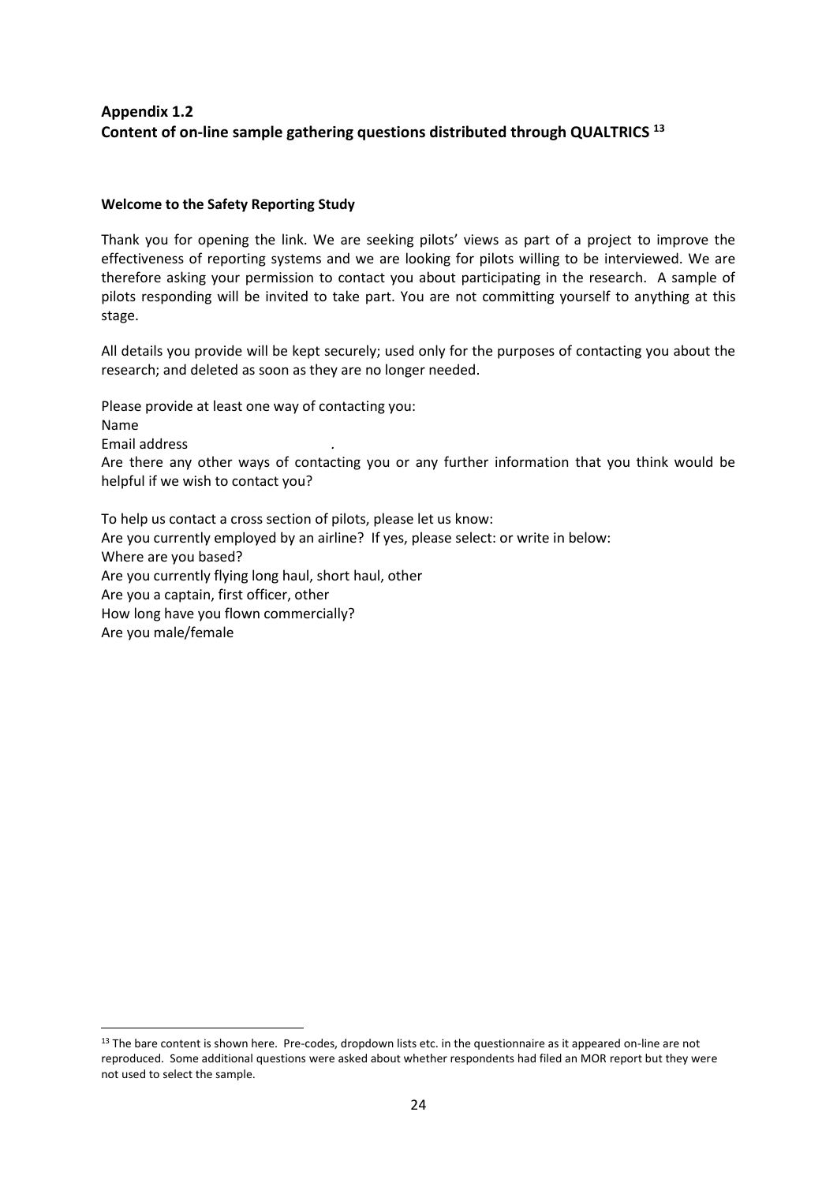## Appendix 1.2
## Content of on-line sample gathering questions distributed through QUALTRICS [13]

**Welcome to the Safety Reporting Study**

Thank you for opening the link. We are seeking pilots' views as part of a project to improve the effectiveness of reporting systems and we are looking for pilots willing to be interviewed. We are therefore asking your permission to contact you about participating in the research. A sample of pilots responding will be invited to take part. You are not committing yourself to anything at this stage.

All details you provide will be kept securely; used only for the purposes of contacting you about the research; and deleted as soon as they are no longer needed.

Please provide at least one way of contacting you:
Name
Email address
Are there any other ways of contacting you or any further information that you think would be helpful if we wish to contact you?

To help us contact a cross section of pilots, please let us know:
Are you currently employed by an airline? If yes, please select: or write in below:
Where are you based?
Are you currently flying long haul, short haul, other
Are you a captain, first officer, other
How long have you flown commercially?
Are you male/female

[13] The bare content is shown here. Pre-codes, dropdown lists etc. in the questionnaire as it appeared on-line are not reproduced. Some additional questions were asked about whether respondents had filed an MOR report but they were not used to select the sample.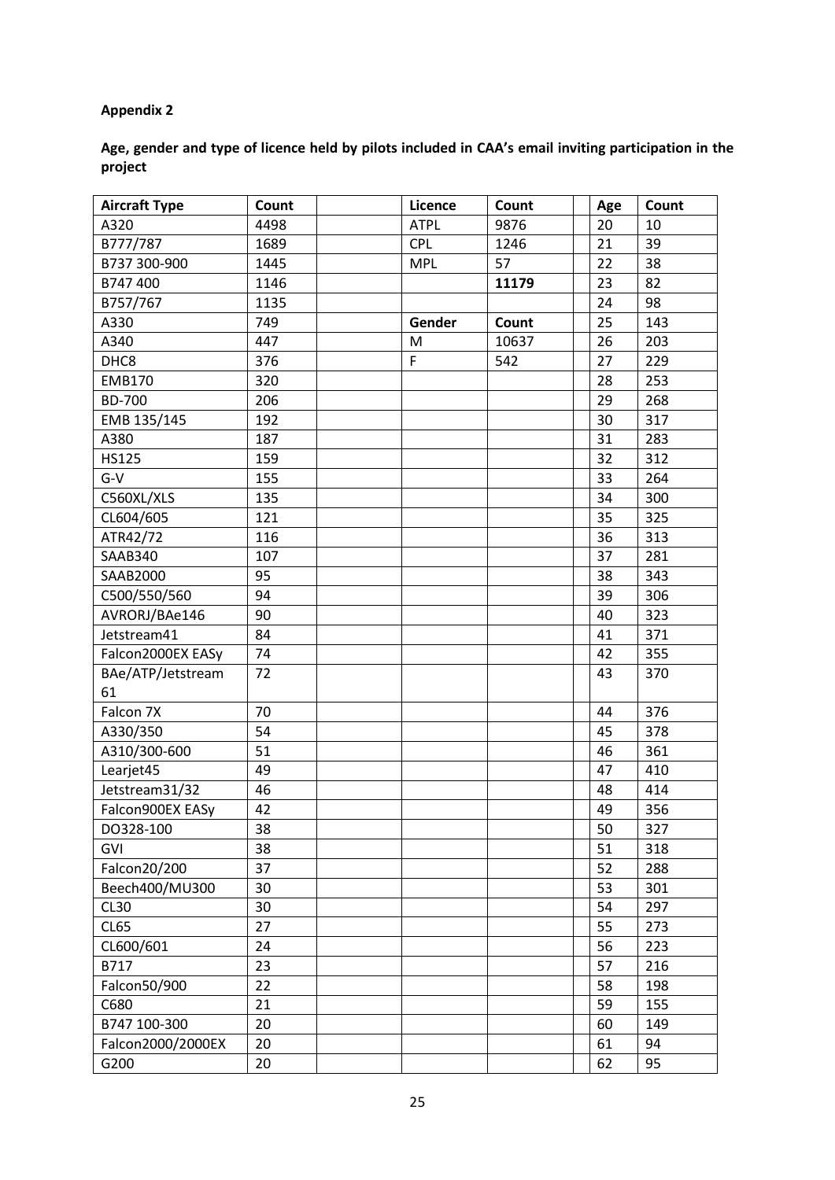**Appendix 2**

**Age, gender and type of licence held by pilots included in CAA's email inviting participation in the project**

| Aircraft Type | Count | | Licence | Count | | Age | Count |
|---|---|---|---|---|---|---|---|
| A320 | 4498 | | ATPL | 9876 | | 20 | 10 |
| B777/787 | 1689 | | CPL | 1246 | | 21 | 39 |
| B737 300-900 | 1445 | | MPL | 57 | | 22 | 38 |
| B747 400 | 1146 | | | **11179** | | 23 | 82 |
| B757/767 | 1135 | | | | | 24 | 98 |
| A330 | 749 | | **Gender** | **Count** | | 25 | 143 |
| A340 | 447 | | M | 10637 | | 26 | 203 |
| DHC8 | 376 | | F | 542 | | 27 | 229 |
| EMB170 | 320 | | | | | 28 | 253 |
| BD-700 | 206 | | | | | 29 | 268 |
| EMB 135/145 | 192 | | | | | 30 | 317 |
| A380 | 187 | | | | | 31 | 283 |
| HS125 | 159 | | | | | 32 | 312 |
| G-V | 155 | | | | | 33 | 264 |
| C560XL/XLS | 135 | | | | | 34 | 300 |
| CL604/605 | 121 | | | | | 35 | 325 |
| ATR42/72 | 116 | | | | | 36 | 313 |
| SAAB340 | 107 | | | | | 37 | 281 |
| SAAB2000 | 95 | | | | | 38 | 343 |
| C500/550/560 | 94 | | | | | 39 | 306 |
| AVRORJ/BAe146 | 90 | | | | | 40 | 323 |
| Jetstream41 | 84 | | | | | 41 | 371 |
| Falcon2000EX EASy | 74 | | | | | 42 | 355 |
| BAe/ATP/Jetstream 61 | 72 | | | | | 43 | 370 |
| Falcon 7X | 70 | | | | | 44 | 376 |
| A330/350 | 54 | | | | | 45 | 378 |
| A310/300-600 | 51 | | | | | 46 | 361 |
| Learjet45 | 49 | | | | | 47 | 410 |
| Jetstream31/32 | 46 | | | | | 48 | 414 |
| Falcon900EX EASy | 42 | | | | | 49 | 356 |
| DO328-100 | 38 | | | | | 50 | 327 |
| GVI | 38 | | | | | 51 | 318 |
| Falcon20/200 | 37 | | | | | 52 | 288 |
| Beech400/MU300 | 30 | | | | | 53 | 301 |
| CL30 | 30 | | | | | 54 | 297 |
| CL65 | 27 | | | | | 55 | 273 |
| CL600/601 | 24 | | | | | 56 | 223 |
| B717 | 23 | | | | | 57 | 216 |
| Falcon50/900 | 22 | | | | | 58 | 198 |
| C680 | 21 | | | | | 59 | 155 |
| B747 100-300 | 20 | | | | | 60 | 149 |
| Falcon2000/2000EX | 20 | | | | | 61 | 94 |
| G200 | 20 | | | | | 62 | 95 |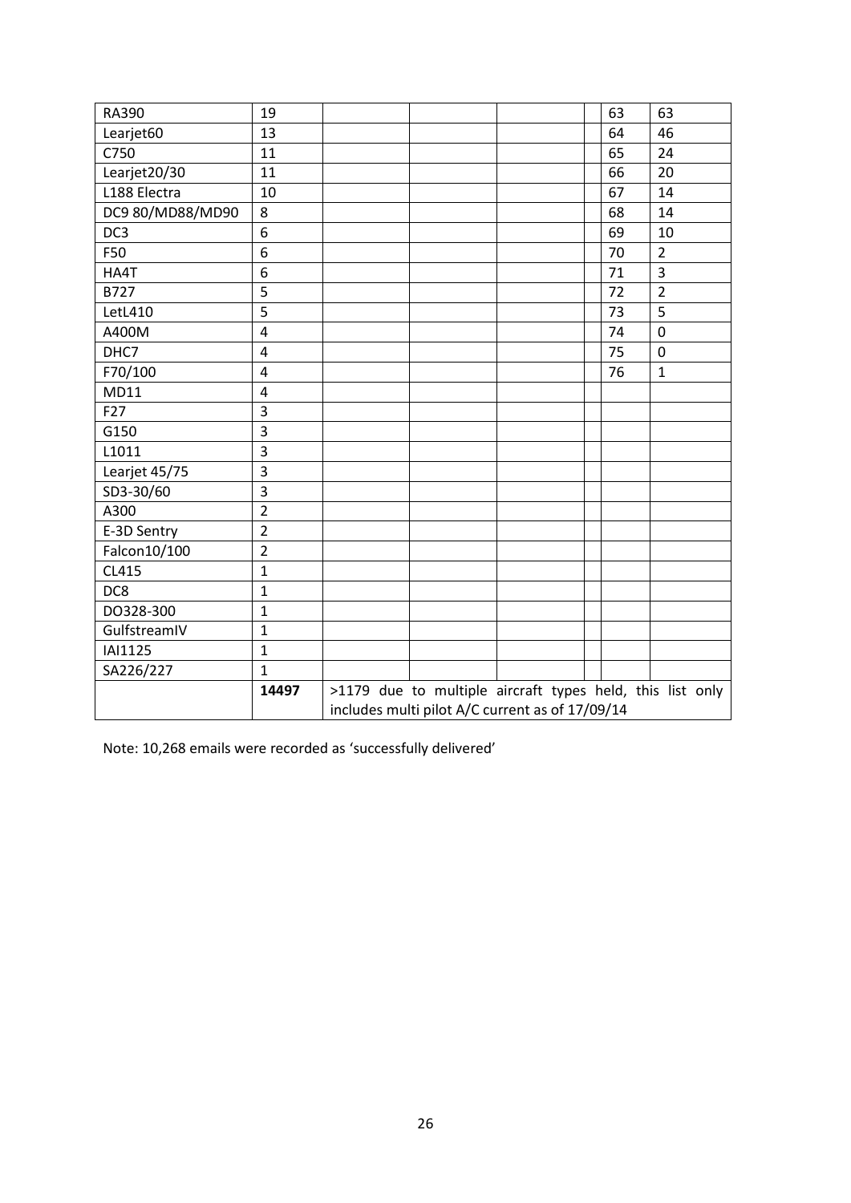| | | | | | | | |
|---|---|---|---|---|---|---|---|
| RA390 | 19 | | | | | 63 | 63 |
| Learjet60 | 13 | | | | | 64 | 46 |
| C750 | 11 | | | | | 65 | 24 |
| Learjet20/30 | 11 | | | | | 66 | 20 |
| L188 Electra | 10 | | | | | 67 | 14 |
| DC9 80/MD88/MD90 | 8 | | | | | 68 | 14 |
| DC3 | 6 | | | | | 69 | 10 |
| F50 | 6 | | | | | 70 | 2 |
| HA4T | 6 | | | | | 71 | 3 |
| B727 | 5 | | | | | 72 | 2 |
| LetL410 | 5 | | | | | 73 | 5 |
| A400M | 4 | | | | | 74 | 0 |
| DHC7 | 4 | | | | | 75 | 0 |
| F70/100 | 4 | | | | | 76 | 1 |
| MD11 | 4 | | | | | | |
| F27 | 3 | | | | | | |
| G150 | 3 | | | | | | |
| L1011 | 3 | | | | | | |
| Learjet 45/75 | 3 | | | | | | |
| SD3-30/60 | 3 | | | | | | |
| A300 | 2 | | | | | | |
| E-3D Sentry | 2 | | | | | | |
| Falcon10/100 | 2 | | | | | | |
| CL415 | 1 | | | | | | |
| DC8 | 1 | | | | | | |
| DO328-300 | 1 | | | | | | |
| GulfstreamIV | 1 | | | | | | |
| IAI1125 | 1 | | | | | | |
| SA226/227 | 1 | | | | | | |
| | **14497** | >1179 due to multiple aircraft types held, this list only includes multi pilot A/C current as of 17/09/14 | | | | | |

Note: 10,268 emails were recorded as 'successfully delivered'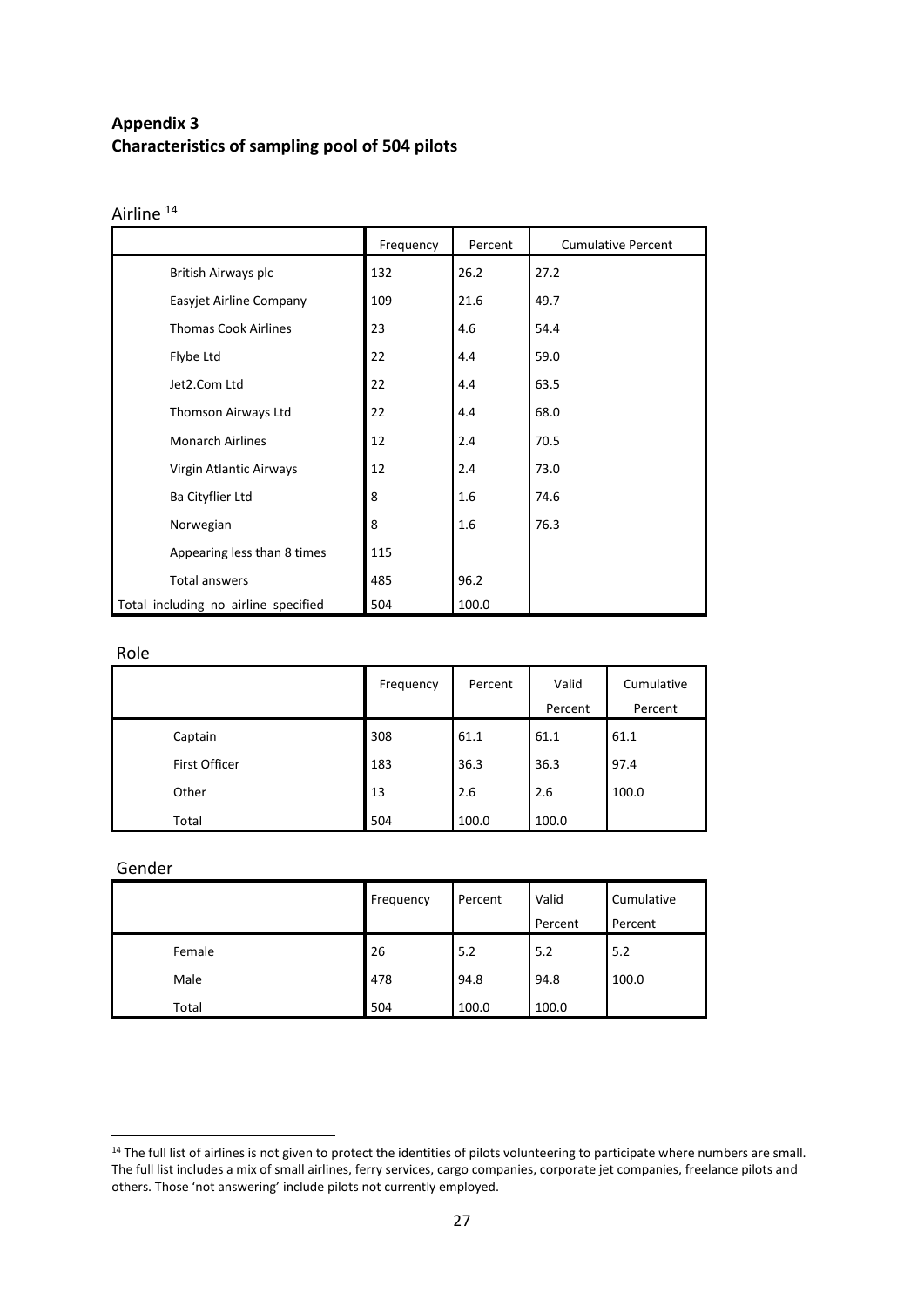## Appendix 3
## Characteristics of sampling pool of 504 pilots

Airline [14]

| | Frequency | Percent | Cumulative Percent |
|---|---|---|---|
| British Airways plc | 132 | 26.2 | 27.2 |
| Easyjet Airline Company | 109 | 21.6 | 49.7 |
| Thomas Cook Airlines | 23 | 4.6 | 54.4 |
| Flybe Ltd | 22 | 4.4 | 59.0 |
| Jet2.Com Ltd | 22 | 4.4 | 63.5 |
| Thomson Airways Ltd | 22 | 4.4 | 68.0 |
| Monarch Airlines | 12 | 2.4 | 70.5 |
| Virgin Atlantic Airways | 12 | 2.4 | 73.0 |
| Ba Cityflier Ltd | 8 | 1.6 | 74.6 |
| Norwegian | 8 | 1.6 | 76.3 |
| Appearing less than 8 times | 115 | | |
| Total answers | 485 | 96.2 | |
| Total including no airline specified | 504 | 100.0 | |

Role

| | Frequency | Percent | Valid Percent | Cumulative Percent |
|---|---|---|---|---|
| Captain | 308 | 61.1 | 61.1 | 61.1 |
| First Officer | 183 | 36.3 | 36.3 | 97.4 |
| Other | 13 | 2.6 | 2.6 | 100.0 |
| Total | 504 | 100.0 | 100.0 | |

Gender

| | Frequency | Percent | Valid Percent | Cumulative Percent |
|---|---|---|---|---|
| Female | 26 | 5.2 | 5.2 | 5.2 |
| Male | 478 | 94.8 | 94.8 | 100.0 |
| Total | 504 | 100.0 | 100.0 | |

[14] The full list of airlines is not given to protect the identities of pilots volunteering to participate where numbers are small. The full list includes a mix of small airlines, ferry services, cargo companies, corporate jet companies, freelance pilots and others. Those 'not answering' include pilots not currently employed.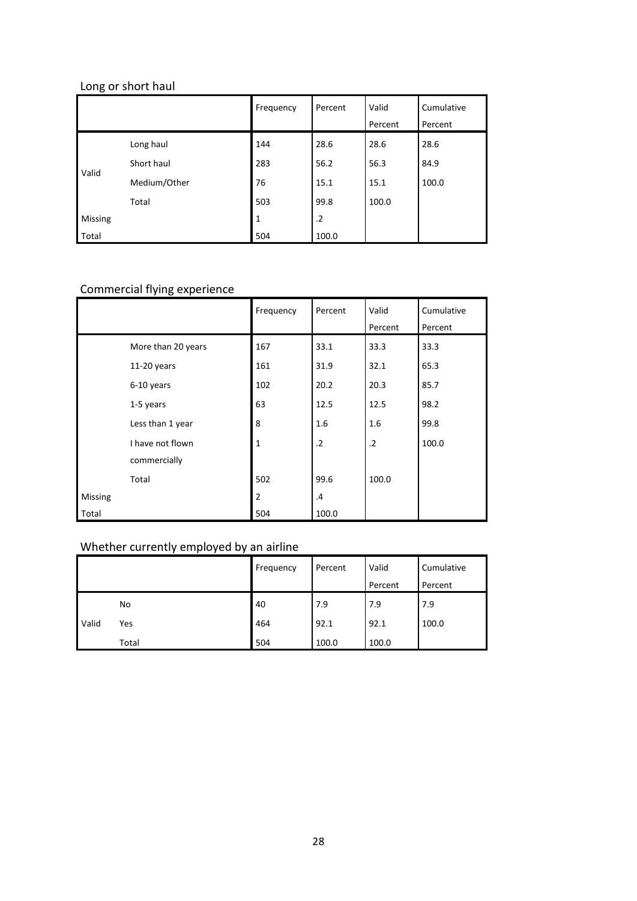### Long or short haul

| | | Frequency | Percent | Valid Percent | Cumulative Percent |
|---|---|---|---|---|---|
| Valid | Long haul | 144 | 28.6 | 28.6 | 28.6 |
| | Short haul | 283 | 56.2 | 56.3 | 84.9 |
| | Medium/Other | 76 | 15.1 | 15.1 | 100.0 |
| | Total | 503 | 99.8 | 100.0 | |
| Missing | | 1 | .2 | | |
| Total | | 504 | 100.0 | | |

### Commercial flying experience

| | | Frequency | Percent | Valid Percent | Cumulative Percent |
|---|---|---|---|---|---|
| | More than 20 years | 167 | 33.1 | 33.3 | 33.3 |
| | 11-20 years | 161 | 31.9 | 32.1 | 65.3 |
| | 6-10 years | 102 | 20.2 | 20.3 | 85.7 |
| | 1-5 years | 63 | 12.5 | 12.5 | 98.2 |
| | Less than 1 year | 8 | 1.6 | 1.6 | 99.8 |
| | I have not flown commercially | 1 | .2 | .2 | 100.0 |
| | Total | 502 | 99.6 | 100.0 | |
| Missing | | 2 | .4 | | |
| Total | | 504 | 100.0 | | |

### Whether currently employed by an airline

| | | Frequency | Percent | Valid Percent | Cumulative Percent |
|---|---|---|---|---|---|
| Valid | No | 40 | 7.9 | 7.9 | 7.9 |
| | Yes | 464 | 92.1 | 92.1 | 100.0 |
| | Total | 504 | 100.0 | 100.0 | |